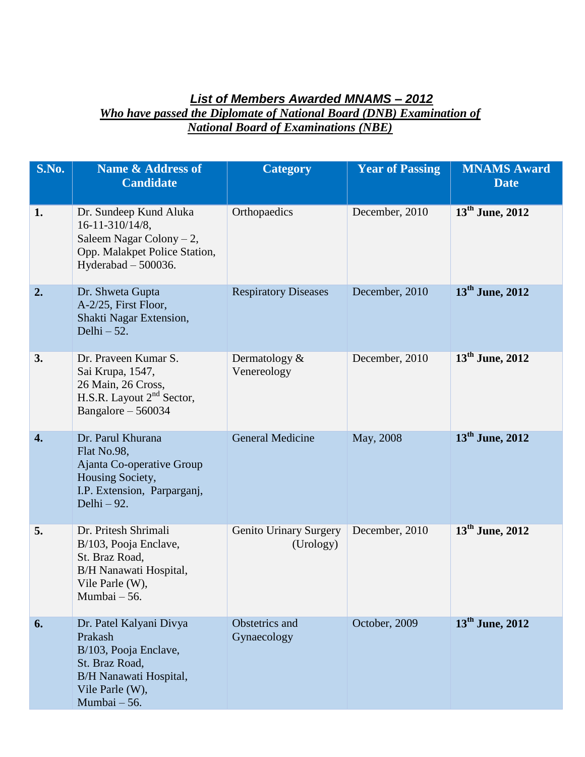## *List of Members Awarded MNAMS – 2012*
## *Who have passed the Diplomate of National Board (DNB) Examination of National Board of Examinations (NBE)*

| S.No. | Name & Address of Candidate | Category | Year of Passing | MNAMS Award Date |
|---|---|---|---|---|
| **1.** | Dr. Sundeep Kund Aluka<br>16-11-310/14/8,<br>Saleem Nagar Colony – 2,<br>Opp. Malakpet Police Station,<br>Hyderabad – 500036. | Orthopaedics | December, 2010 | **13th June, 2012** |
| **2.** | Dr. Shweta Gupta<br>A-2/25, First Floor,<br>Shakti Nagar Extension,<br>Delhi – 52. | Respiratory Diseases | December, 2010 | **13th June, 2012** |
| **3.** | Dr. Praveen Kumar S.<br>Sai Krupa, 1547,<br>26 Main, 26 Cross,<br>H.S.R. Layout 2nd Sector,<br>Bangalore – 560034 | Dermatology & Venereology | December, 2010 | **13th June, 2012** |
| **4.** | Dr. Parul Khurana<br>Flat No.98,<br>Ajanta Co-operative Group Housing Society,<br>I.P. Extension, Parparganj,<br>Delhi – 92. | General Medicine | May, 2008 | **13th June, 2012** |
| **5.** | Dr. Pritesh Shrimali<br>B/103, Pooja Enclave,<br>St. Braz Road,<br>B/H Nanawati Hospital,<br>Vile Parle (W),<br>Mumbai – 56. | Genito Urinary Surgery (Urology) | December, 2010 | **13th June, 2012** |
| **6.** | Dr. Patel Kalyani Divya Prakash<br>B/103, Pooja Enclave,<br>St. Braz Road,<br>B/H Nanawati Hospital,<br>Vile Parle (W),<br>Mumbai – 56. | Obstetrics and Gynaecology | October, 2009 | **13th June, 2012** |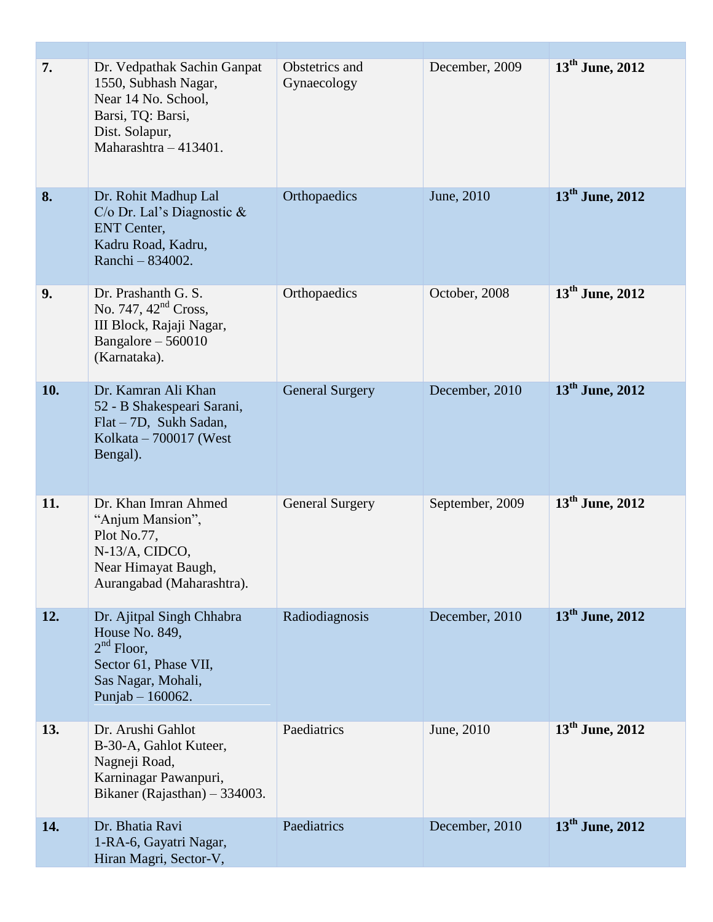| | | | | |
|---|---|---|---|---|
| **7.** | Dr. Vedpathak Sachin Ganpat<br>1550, Subhash Nagar,<br>Near 14 No. School,<br>Barsi, TQ: Barsi,<br>Dist. Solapur,<br>Maharashtra – 413401. | Obstetrics and Gynaecology | December, 2009 | **13th June, 2012** |
| **8.** | Dr. Rohit Madhup Lal<br>C/o Dr. Lal's Diagnostic & ENT Center,<br>Kadru Road, Kadru,<br>Ranchi – 834002. | Orthopaedics | June, 2010 | **13th June, 2012** |
| **9.** | Dr. Prashanth G. S.<br>No. 747, 42nd Cross,<br>III Block, Rajaji Nagar,<br>Bangalore – 560010<br>(Karnataka). | Orthopaedics | October, 2008 | **13th June, 2012** |
| **10.** | Dr. Kamran Ali Khan<br>52 - B Shakespeari Sarani,<br>Flat – 7D, Sukh Sadan,<br>Kolkata – 700017 (West Bengal). | General Surgery | December, 2010 | **13th June, 2012** |
| **11.** | Dr. Khan Imran Ahmed<br>"Anjum Mansion",<br>Plot No.77,<br>N-13/A, CIDCO,<br>Near Himayat Baugh,<br>Aurangabad (Maharashtra). | General Surgery | September, 2009 | **13th June, 2012** |
| **12.** | Dr. Ajitpal Singh Chhabra<br>House No. 849,<br>2nd Floor,<br>Sector 61, Phase VII,<br>Sas Nagar, Mohali,<br>Punjab – 160062. | Radiodiagnosis | December, 2010 | **13th June, 2012** |
| **13.** | Dr. Arushi Gahlot<br>B-30-A, Gahlot Kuteer,<br>Nagneji Road,<br>Karninagar Pawanpuri,<br>Bikaner (Rajasthan) – 334003. | Paediatrics | June, 2010 | **13th June, 2012** |
| **14.** | Dr. Bhatia Ravi<br>1-RA-6, Gayatri Nagar,<br>Hiran Magri, Sector-V, | Paediatrics | December, 2010 | **13th June, 2012** |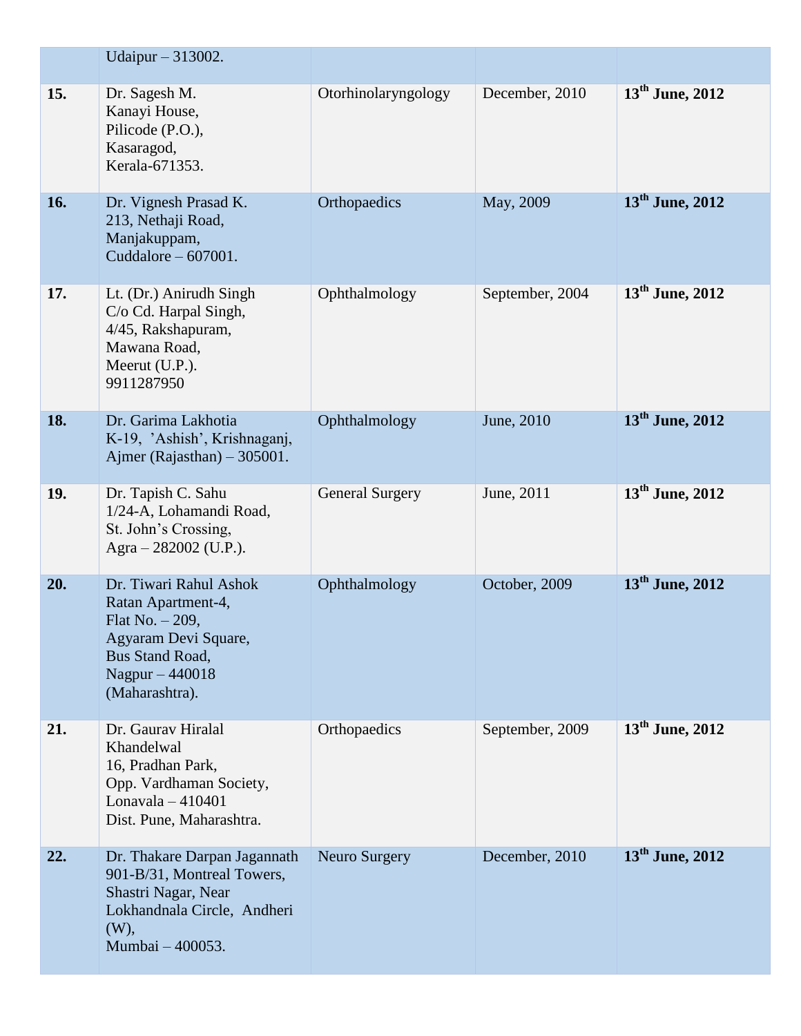|  |  |  |  |  |
| --- | --- | --- | --- | --- |
|  | Udaipur – 313002. |  |  |  |
| **15.** | Dr. Sagesh M.<br>Kanayi House,<br>Pilicode (P.O.),<br>Kasaragod,<br>Kerala-671353. | Otorhinolaryngology | December, 2010 | **13th June, 2012** |
| **16.** | Dr. Vignesh Prasad K.<br>213, Nethaji Road,<br>Manjakuppam,<br>Cuddalore – 607001. | Orthopaedics | May, 2009 | **13th June, 2012** |
| **17.** | Lt. (Dr.) Anirudh Singh<br>C/o Cd. Harpal Singh,<br>4/45, Rakshapuram,<br>Mawana Road,<br>Meerut (U.P.).<br>9911287950 | Ophthalmology | September, 2004 | **13th June, 2012** |
| **18.** | Dr. Garima Lakhotia<br>K-19, 'Ashish', Krishnaganj,<br>Ajmer (Rajasthan) – 305001. | Ophthalmology | June, 2010 | **13th June, 2012** |
| **19.** | Dr. Tapish C. Sahu<br>1/24-A, Lohamandi Road,<br>St. John's Crossing,<br>Agra – 282002 (U.P.). | General Surgery | June, 2011 | **13th June, 2012** |
| **20.** | Dr. Tiwari Rahul Ashok<br>Ratan Apartment-4,<br>Flat No. – 209,<br>Agyaram Devi Square,<br>Bus Stand Road,<br>Nagpur – 440018<br>(Maharashtra). | Ophthalmology | October, 2009 | **13th June, 2012** |
| **21.** | Dr. Gaurav Hiralal Khandelwal<br>16, Pradhan Park,<br>Opp. Vardhaman Society,<br>Lonavala – 410401<br>Dist. Pune, Maharashtra. | Orthopaedics | September, 2009 | **13th June, 2012** |
| **22.** | Dr. Thakare Darpan Jagannath<br>901-B/31, Montreal Towers,<br>Shastri Nagar, Near Lokhandnala Circle, Andheri (W),<br>Mumbai – 400053. | Neuro Surgery | December, 2010 | **13th June, 2012** |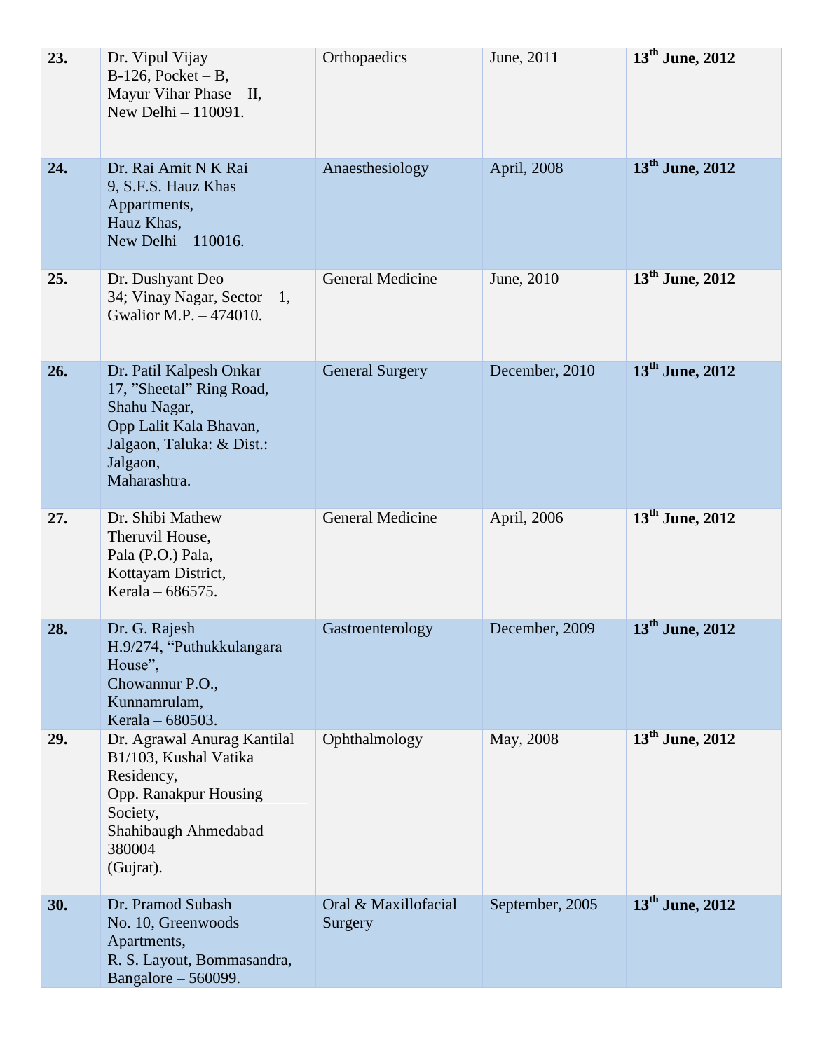| **23.** | Dr. Vipul Vijay<br>B-126, Pocket – B,<br>Mayur Vihar Phase – II,<br>New Delhi – 110091. | Orthopaedics | June, 2011 | **13th June, 2012** |
|---|---|---|---|---|
| **24.** | Dr. Rai Amit N K Rai<br>9, S.F.S. Hauz Khas<br>Appartments,<br>Hauz Khas,<br>New Delhi – 110016. | Anaesthesiology | April, 2008 | **13th June, 2012** |
| **25.** | Dr. Dushyant Deo<br>34; Vinay Nagar, Sector – 1,<br>Gwalior M.P. – 474010. | General Medicine | June, 2010 | **13th June, 2012** |
| **26.** | Dr. Patil Kalpesh Onkar<br>17, "Sheetal" Ring Road,<br>Shahu Nagar,<br>Opp Lalit Kala Bhavan,<br>Jalgaon, Taluka: & Dist.:<br>Jalgaon,<br>Maharashtra. | General Surgery | December, 2010 | **13th June, 2012** |
| **27.** | Dr. Shibi Mathew<br>Theruvil House,<br>Pala (P.O.) Pala,<br>Kottayam District,<br>Kerala – 686575. | General Medicine | April, 2006 | **13th June, 2012** |
| **28.** | Dr. G. Rajesh<br>H.9/274, "Puthukkulangara<br>House",<br>Chowannur P.O.,<br>Kunnamrulam,<br>Kerala – 680503. | Gastroenterology | December, 2009 | **13th June, 2012** |
| **29.** | Dr. Agrawal Anurag Kantilal<br>B1/103, Kushal Vatika<br>Residency,<br>Opp. Ranakpur Housing<br>Society,<br>Shahibaugh Ahmedabad –<br>380004<br>(Gujrat). | Ophthalmology | May, 2008 | **13th June, 2012** |
| **30.** | Dr. Pramod Subash<br>No. 10, Greenwoods<br>Apartments,<br>R. S. Layout, Bommasandra,<br>Bangalore – 560099. | Oral & Maxillofacial Surgery | September, 2005 | **13th June, 2012** |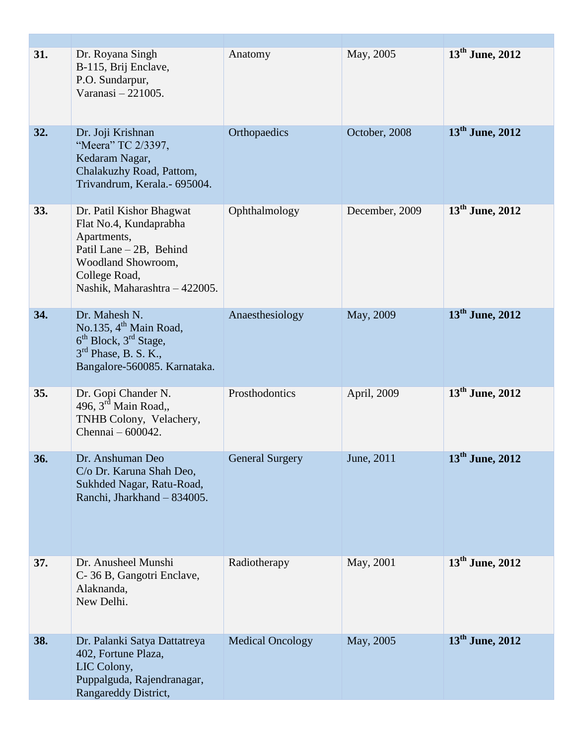| | | | | |
|---|---|---|---|---|
| **31.** | Dr. Royana Singh<br>B-115, Brij Enclave,<br>P.O. Sundarpur,<br>Varanasi – 221005. | Anatomy | May, 2005 | **13th June, 2012** |
| **32.** | Dr. Joji Krishnan<br>“Meera” TC 2/3397,<br>Kedaram Nagar,<br>Chalakuzhy Road, Pattom,<br>Trivandrum, Kerala.- 695004. | Orthopaedics | October, 2008 | **13th June, 2012** |
| **33.** | Dr. Patil Kishor Bhagwat<br>Flat No.4, Kundaprabha Apartments,<br>Patil Lane – 2B, Behind Woodland Showroom,<br>College Road,<br>Nashik, Maharashtra – 422005. | Ophthalmology | December, 2009 | **13th June, 2012** |
| **34.** | Dr. Mahesh N.<br>No.135, 4th Main Road,<br>6th Block, 3rd Stage,<br>3rd Phase, B. S. K.,<br>Bangalore-560085. Karnataka. | Anaesthesiology | May, 2009 | **13th June, 2012** |
| **35.** | Dr. Gopi Chander N.<br>496, 3rd Main Road,,<br>TNHB Colony, Velachery,<br>Chennai – 600042. | Prosthodontics | April, 2009 | **13th June, 2012** |
| **36.** | Dr. Anshuman Deo<br>C/o Dr. Karuna Shah Deo,<br>Sukhded Nagar, Ratu-Road,<br>Ranchi, Jharkhand – 834005. | General Surgery | June, 2011 | **13th June, 2012** |
| **37.** | Dr. Anusheel Munshi<br>C- 36 B, Gangotri Enclave,<br>Alaknanda,<br>New Delhi. | Radiotherapy | May, 2001 | **13th June, 2012** |
| **38.** | Dr. Palanki Satya Dattatreya<br>402, Fortune Plaza,<br>LIC Colony,<br>Puppalguda, Rajendranagar,<br>Rangareddy District, | Medical Oncology | May, 2005 | **13th June, 2012** |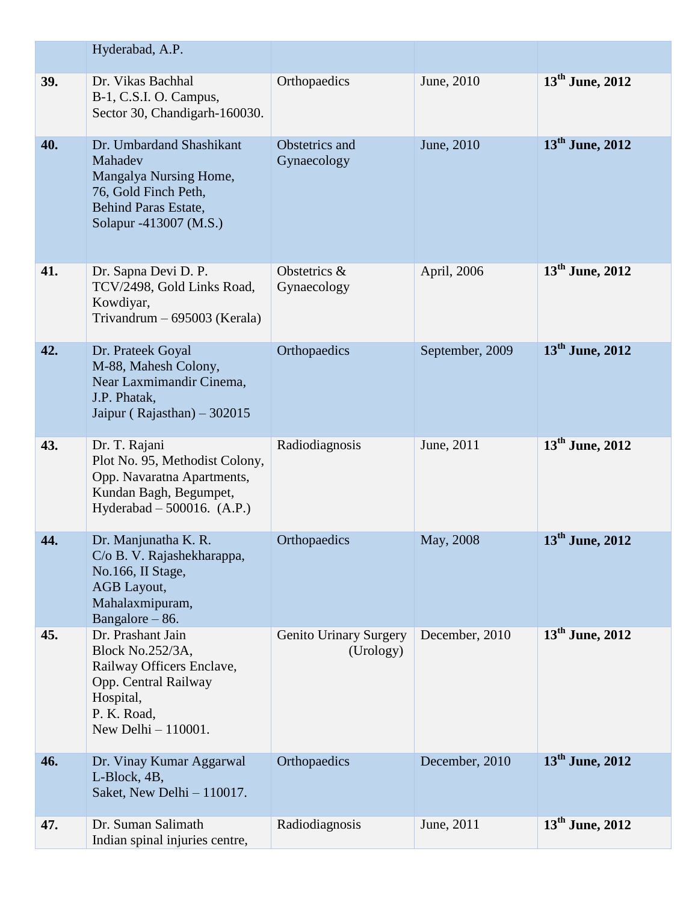| | | | | |
|---|---|---|---|---|
| | Hyderabad, A.P. | | | |
| **39.** | Dr. Vikas Bachhal<br>B-1, C.S.I. O. Campus,<br>Sector 30, Chandigarh-160030. | Orthopaedics | June, 2010 | **13th June, 2012** |
| **40.** | Dr. Umbardand Shashikant Mahadev<br>Mangalya Nursing Home,<br>76, Gold Finch Peth,<br>Behind Paras Estate,<br>Solapur -413007 (M.S.) | Obstetrics and Gynaecology | June, 2010 | **13th June, 2012** |
| **41.** | Dr. Sapna Devi D. P.<br>TCV/2498, Gold Links Road, Kowdiyar,<br>Trivandrum – 695003 (Kerala) | Obstetrics & Gynaecology | April, 2006 | **13th June, 2012** |
| **42.** | Dr. Prateek Goyal<br>M-88, Mahesh Colony,<br>Near Laxmimandir Cinema,<br>J.P. Phatak,<br>Jaipur ( Rajasthan) – 302015 | Orthopaedics | September, 2009 | **13th June, 2012** |
| **43.** | Dr. T. Rajani<br>Plot No. 95, Methodist Colony,<br>Opp. Navaratna Apartments,<br>Kundan Bagh, Begumpet,<br>Hyderabad – 500016. (A.P.) | Radiodiagnosis | June, 2011 | **13th June, 2012** |
| **44.** | Dr. Manjunatha K. R.<br>C/o B. V. Rajashekharappa,<br>No.166, II Stage,<br>AGB Layout,<br>Mahalaxmipuram,<br>Bangalore – 86. | Orthopaedics | May, 2008 | **13th June, 2012** |
| **45.** | Dr. Prashant Jain<br>Block No.252/3A,<br>Railway Officers Enclave,<br>Opp. Central Railway Hospital,<br>P. K. Road,<br>New Delhi – 110001. | Genito Urinary Surgery (Urology) | December, 2010 | **13th June, 2012** |
| **46.** | Dr. Vinay Kumar Aggarwal<br>L-Block, 4B,<br>Saket, New Delhi – 110017. | Orthopaedics | December, 2010 | **13th June, 2012** |
| **47.** | Dr. Suman Salimath<br>Indian spinal injuries centre, | Radiodiagnosis | June, 2011 | **13th June, 2012** |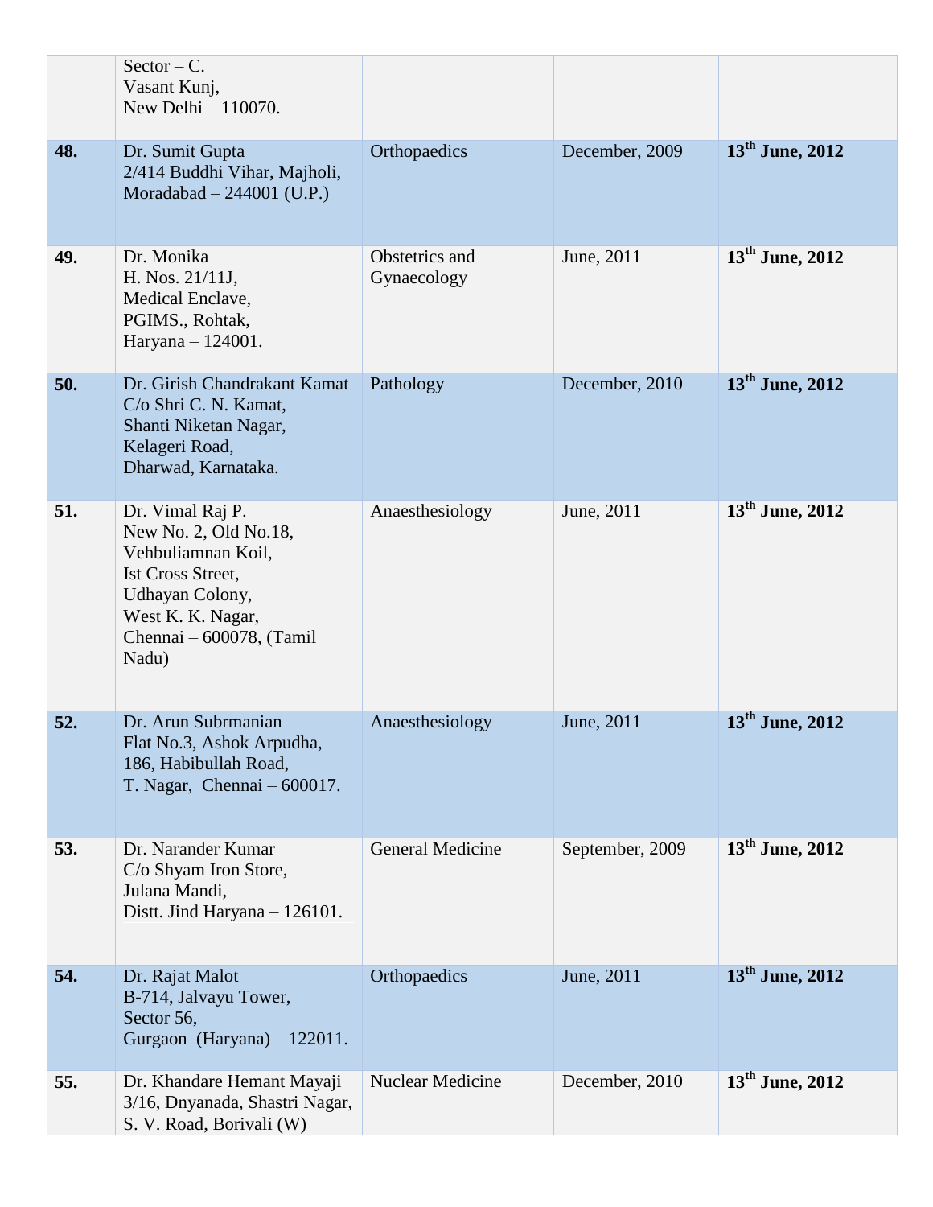| | | | | |
|---|---|---|---|---|
| | Sector – C.<br>Vasant Kunj,<br>New Delhi – 110070. | | | |
| **48.** | Dr. Sumit Gupta<br>2/414 Buddhi Vihar, Majholi,<br>Moradabad – 244001 (U.P.) | Orthopaedics | December, 2009 | **13th June, 2012** |
| **49.** | Dr. Monika<br>H. Nos. 21/11J,<br>Medical Enclave,<br>PGIMS., Rohtak,<br>Haryana – 124001. | Obstetrics and Gynaecology | June, 2011 | **13th June, 2012** |
| **50.** | Dr. Girish Chandrakant Kamat<br>C/o Shri C. N. Kamat,<br>Shanti Niketan Nagar,<br>Kelageri Road,<br>Dharwad, Karnataka. | Pathology | December, 2010 | **13th June, 2012** |
| **51.** | Dr. Vimal Raj P.<br>New No. 2, Old No.18,<br>Vehbuliamnan Koil,<br>Ist Cross Street,<br>Udhayan Colony,<br>West K. K. Nagar,<br>Chennai – 600078, (Tamil Nadu) | Anaesthesiology | June, 2011 | **13th June, 2012** |
| **52.** | Dr. Arun Subrmanian<br>Flat No.3, Ashok Arpudha,<br>186, Habibullah Road,<br>T. Nagar, Chennai – 600017. | Anaesthesiology | June, 2011 | **13th June, 2012** |
| **53.** | Dr. Narander Kumar<br>C/o Shyam Iron Store,<br>Julana Mandi,<br>Distt. Jind Haryana – 126101. | General Medicine | September, 2009 | **13th June, 2012** |
| **54.** | Dr. Rajat Malot<br>B-714, Jalvayu Tower,<br>Sector 56,<br>Gurgaon (Haryana) – 122011. | Orthopaedics | June, 2011 | **13th June, 2012** |
| **55.** | Dr. Khandare Hemant Mayaji<br>3/16, Dnyanada, Shastri Nagar,<br>S. V. Road, Borivali (W) | Nuclear Medicine | December, 2010 | **13th June, 2012** |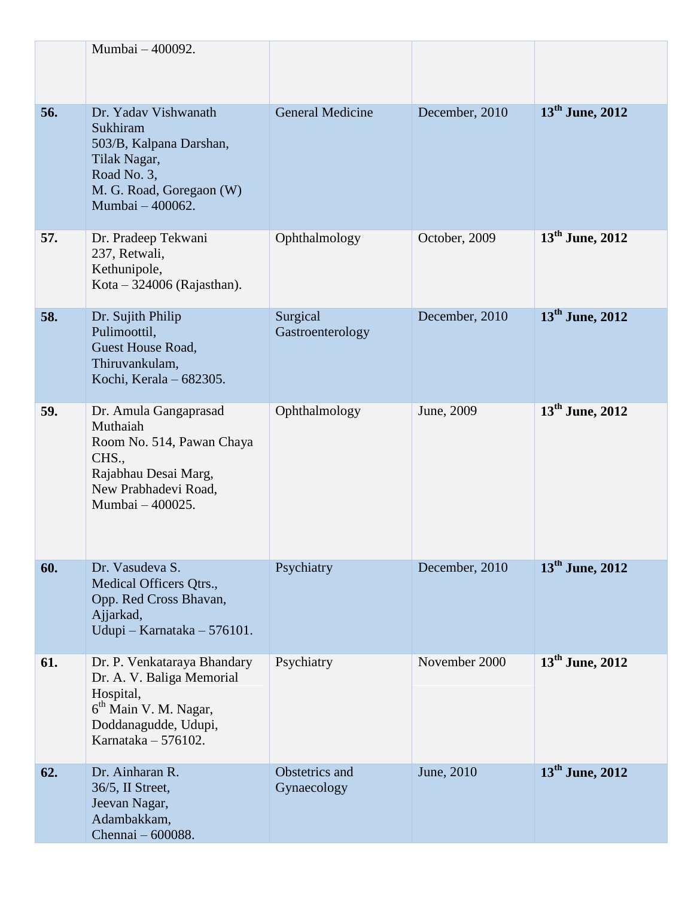|  |  |  |  |  |
|---|---|---|---|---|
|  | Mumbai – 400092. |  |  |  |
| **56.** | Dr. Yadav Vishwanath Sukhiram<br>503/B, Kalpana Darshan,<br>Tilak Nagar,<br>Road No. 3,<br>M. G. Road, Goregaon (W)<br>Mumbai – 400062. | General Medicine | December, 2010 | **13th June, 2012** |
| **57.** | Dr. Pradeep Tekwani<br>237, Retwali,<br>Kethunipole,<br>Kota – 324006 (Rajasthan). | Ophthalmology | October, 2009 | **13th June, 2012** |
| **58.** | Dr. Sujith Philip Pulimoottil,<br>Guest House Road,<br>Thiruvankulam,<br>Kochi, Kerala – 682305. | Surgical Gastroenterology | December, 2010 | **13th June, 2012** |
| **59.** | Dr. Amula Gangaprasad Muthaiah<br>Room No. 514, Pawan Chaya CHS.,<br>Rajabhau Desai Marg,<br>New Prabhadevi Road,<br>Mumbai – 400025. | Ophthalmology | June, 2009 | **13th June, 2012** |
| **60.** | Dr. Vasudeva S.<br>Medical Officers Qtrs.,<br>Opp. Red Cross Bhavan,<br>Ajjarkad,<br>Udupi – Karnataka – 576101. | Psychiatry | December, 2010 | **13th June, 2012** |
| **61.** | Dr. P. Venkataraya Bhandary<br>Dr. A. V. Baliga Memorial Hospital,<br>6th Main V. M. Nagar,<br>Doddanagudde, Udupi,<br>Karnataka – 576102. | Psychiatry | November 2000 | **13th June, 2012** |
| **62.** | Dr. Ainharan R.<br>36/5, II Street,<br>Jeevan Nagar,<br>Adambakkam,<br>Chennai – 600088. | Obstetrics and Gynaecology | June, 2010 | **13th June, 2012** |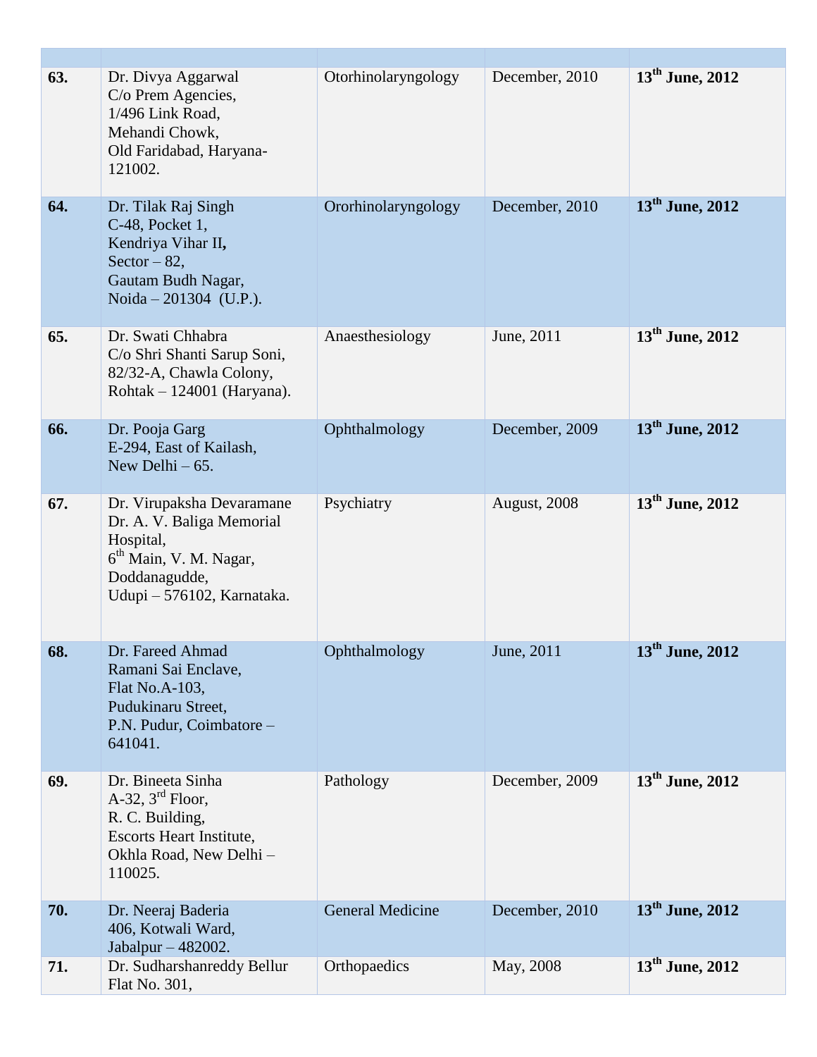| | | | | |
|---|---|---|---|---|
| **63.** | Dr. Divya Aggarwal<br>C/o Prem Agencies,<br>1/496 Link Road,<br>Mehandi Chowk,<br>Old Faridabad, Haryana-121002. | Otorhinolaryngology | December, 2010 | **13th June, 2012** |
| **64.** | Dr. Tilak Raj Singh<br>C-48, Pocket 1,<br>Kendriya Vihar II**,**<br>Sector – 82,<br>Gautam Budh Nagar,<br>Noida – 201304 (U.P.). | Ororhinolaryngology | December, 2010 | **13th June, 2012** |
| **65.** | Dr. Swati Chhabra<br>C/o Shri Shanti Sarup Soni,<br>82/32-A, Chawla Colony,<br>Rohtak – 124001 (Haryana). | Anaesthesiology | June, 2011 | **13th June, 2012** |
| **66.** | Dr. Pooja Garg<br>E-294, East of Kailash,<br>New Delhi – 65. | Ophthalmology | December, 2009 | **13th June, 2012** |
| **67.** | Dr. Virupaksha Devaramane<br>Dr. A. V. Baliga Memorial Hospital,<br>6th Main, V. M. Nagar,<br>Doddanagudde,<br>Udupi – 576102, Karnataka. | Psychiatry | August, 2008 | **13th June, 2012** |
| **68.** | Dr. Fareed Ahmad<br>Ramani Sai Enclave,<br>Flat No.A-103,<br>Pudukinaru Street,<br>P.N. Pudur, Coimbatore – 641041. | Ophthalmology | June, 2011 | **13th June, 2012** |
| **69.** | Dr. Bineeta Sinha<br>A-32, 3rd Floor,<br>R. C. Building,<br>Escorts Heart Institute,<br>Okhla Road, New Delhi – 110025. | Pathology | December, 2009 | **13th June, 2012** |
| **70.** | Dr. Neeraj Baderia<br>406, Kotwali Ward,<br>Jabalpur – 482002. | General Medicine | December, 2010 | **13th June, 2012** |
| **71.** | Dr. Sudharshanreddy Bellur<br>Flat No. 301, | Orthopaedics | May, 2008 | **13th June, 2012** |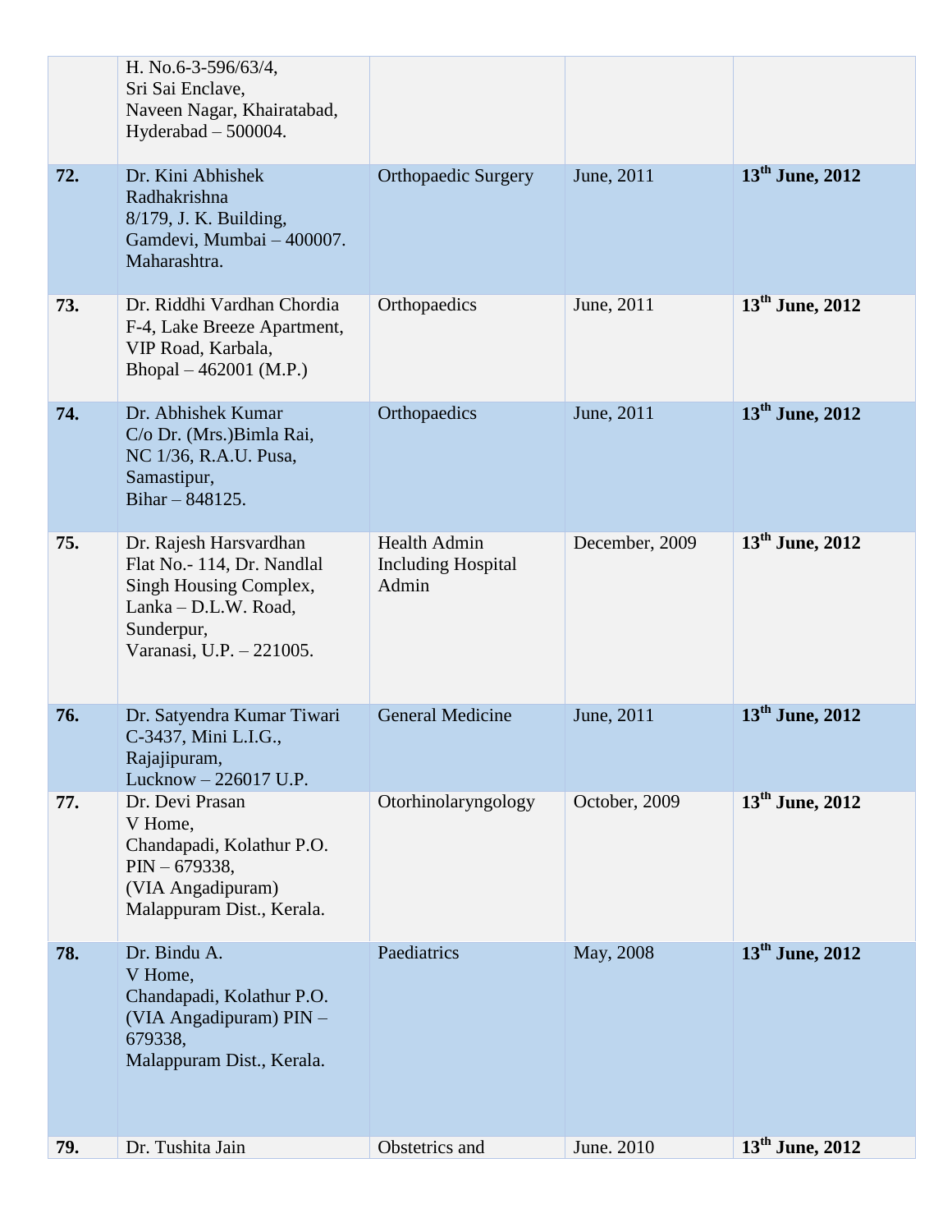| | | | | |
|---|---|---|---|---|
| | H. No.6-3-596/63/4, Sri Sai Enclave, Naveen Nagar, Khairatabad, Hyderabad – 500004. | | | |
| **72.** | Dr. Kini Abhishek Radhakrishna 8/179, J. K. Building, Gamdevi, Mumbai – 400007. Maharashtra. | Orthopaedic Surgery | June, 2011 | **13th June, 2012** |
| **73.** | Dr. Riddhi Vardhan Chordia F-4, Lake Breeze Apartment, VIP Road, Karbala, Bhopal – 462001 (M.P.) | Orthopaedics | June, 2011 | **13th June, 2012** |
| **74.** | Dr. Abhishek Kumar C/o Dr. (Mrs.)Bimla Rai, NC 1/36, R.A.U. Pusa, Samastipur, Bihar – 848125. | Orthopaedics | June, 2011 | **13th June, 2012** |
| **75.** | Dr. Rajesh Harsvardhan Flat No.- 114, Dr. Nandlal Singh Housing Complex, Lanka – D.L.W. Road, Sunderpur, Varanasi, U.P. – 221005. | Health Admin Including Hospital Admin | December, 2009 | **13th June, 2012** |
| **76.** | Dr. Satyendra Kumar Tiwari C-3437, Mini L.I.G., Rajajipuram, Lucknow – 226017 U.P. | General Medicine | June, 2011 | **13th June, 2012** |
| **77.** | Dr. Devi Prasan V Home, Chandapadi, Kolathur P.O. PIN – 679338, (VIA Angadipuram) Malappuram Dist., Kerala. | Otorhinolaryngology | October, 2009 | **13th June, 2012** |
| **78.** | Dr. Bindu A. V Home, Chandapadi, Kolathur P.O. (VIA Angadipuram) PIN – 679338, Malappuram Dist., Kerala. | Paediatrics | May, 2008 | **13th June, 2012** |
| **79.** | Dr. Tushita Jain | Obstetrics and | June. 2010 | **13th June, 2012** |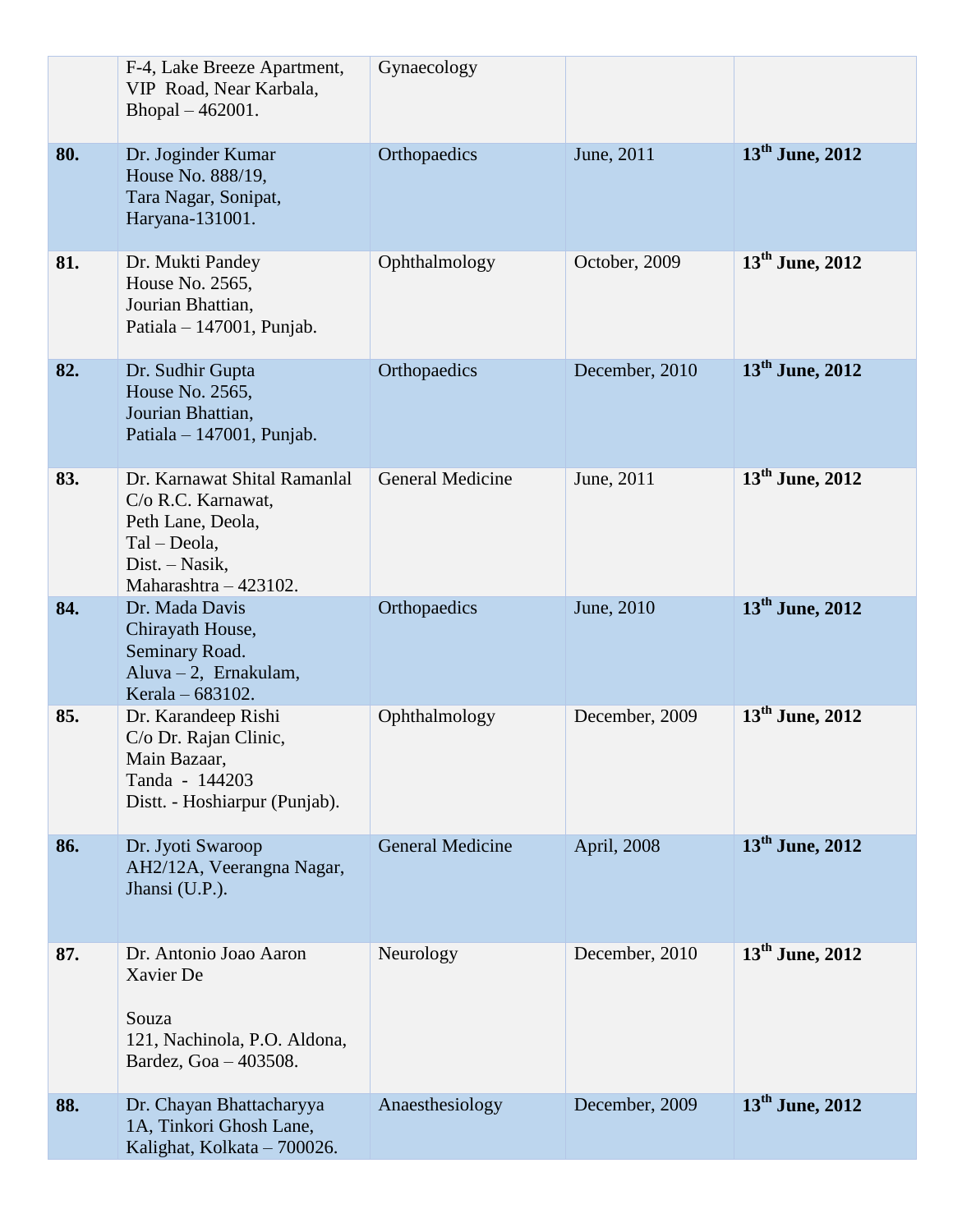|  |  |  |  |  |
|---|---|---|---|---|
|  | F-4, Lake Breeze Apartment, VIP Road, Near Karbala, Bhopal – 462001. | Gynaecology |  |  |
| **80.** | Dr. Joginder Kumar House No. 888/19, Tara Nagar, Sonipat, Haryana-131001. | Orthopaedics | June, 2011 | **13th June, 2012** |
| **81.** | Dr. Mukti Pandey House No. 2565, Jourian Bhattian, Patiala – 147001, Punjab. | Ophthalmology | October, 2009 | **13th June, 2012** |
| **82.** | Dr. Sudhir Gupta House No. 2565, Jourian Bhattian, Patiala – 147001, Punjab. | Orthopaedics | December, 2010 | **13th June, 2012** |
| **83.** | Dr. Karnawat Shital Ramanlal C/o R.C. Karnawat, Peth Lane, Deola, Tal – Deola, Dist. – Nasik, Maharashtra – 423102. | General Medicine | June, 2011 | **13th June, 2012** |
| **84.** | Dr. Mada Davis Chirayath House, Seminary Road. Aluva – 2, Ernakulam, Kerala – 683102. | Orthopaedics | June, 2010 | **13th June, 2012** |
| **85.** | Dr. Karandeep Rishi C/o Dr. Rajan Clinic, Main Bazaar, Tanda - 144203 Distt. - Hoshiarpur (Punjab). | Ophthalmology | December, 2009 | **13th June, 2012** |
| **86.** | Dr. Jyoti Swaroop AH2/12A, Veerangna Nagar, Jhansi (U.P.). | General Medicine | April, 2008 | **13th June, 2012** |
| **87.** | Dr. Antonio Joao Aaron Xavier De Souza 121, Nachinola, P.O. Aldona, Bardez, Goa – 403508. | Neurology | December, 2010 | **13th June, 2012** |
| **88.** | Dr. Chayan Bhattacharyya 1A, Tinkori Ghosh Lane, Kalighat, Kolkata – 700026. | Anaesthesiology | December, 2009 | **13th June, 2012** |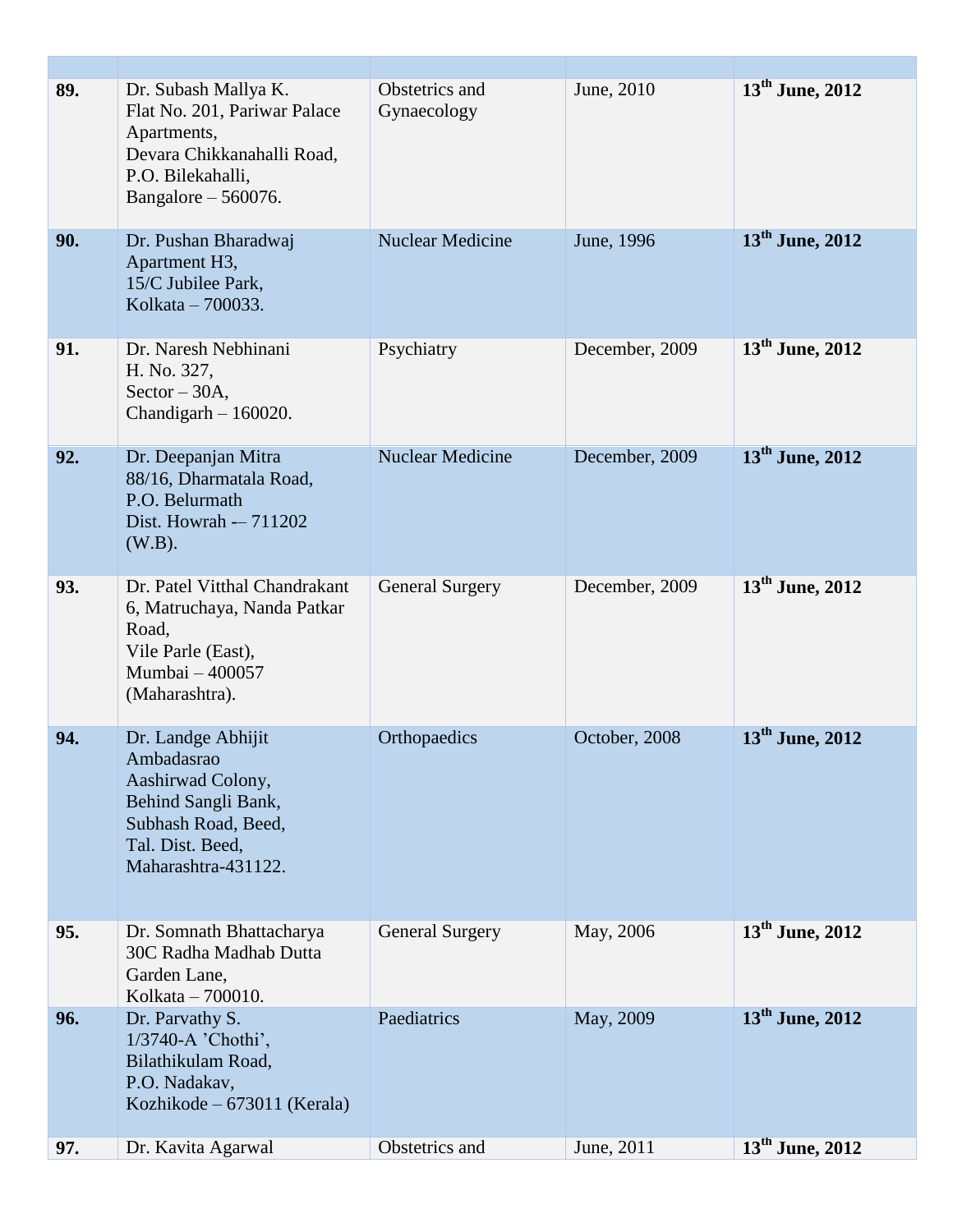| | | | | |
|---|---|---|---|---|
| **89.** | Dr. Subash Mallya K.<br>Flat No. 201, Pariwar Palace Apartments,<br>Devara Chikkanahalli Road,<br>P.O. Bilekahalli,<br>Bangalore – 560076. | Obstetrics and Gynaecology | June, 2010 | **13th June, 2012** |
| **90.** | Dr. Pushan Bharadwaj<br>Apartment H3,<br>15/C Jubilee Park,<br>Kolkata – 700033. | Nuclear Medicine | June, 1996 | **13th June, 2012** |
| **91.** | Dr. Naresh Nebhinani<br>H. No. 327,<br>Sector – 30A,<br>Chandigarh – 160020. | Psychiatry | December, 2009 | **13th June, 2012** |
| **92.** | Dr. Deepanjan Mitra<br>88/16, Dharmatala Road,<br>P.O. Belurmath<br>Dist. Howrah -– 711202 (W.B). | Nuclear Medicine | December, 2009 | **13th June, 2012** |
| **93.** | Dr. Patel Vitthal Chandrakant<br>6, Matruchaya, Nanda Patkar Road,<br>Vile Parle (East),<br>Mumbai – 400057 (Maharashtra). | General Surgery | December, 2009 | **13th June, 2012** |
| **94.** | Dr. Landge Abhijit Ambadasrao<br>Aashirwad Colony,<br>Behind Sangli Bank,<br>Subhash Road, Beed,<br>Tal. Dist. Beed,<br>Maharashtra-431122. | Orthopaedics | October, 2008 | **13th June, 2012** |
| **95.** | Dr. Somnath Bhattacharya<br>30C Radha Madhab Dutta Garden Lane,<br>Kolkata – 700010. | General Surgery | May, 2006 | **13th June, 2012** |
| **96.** | Dr. Parvathy S.<br>1/3740-A 'Chothi',<br>Bilathikulam Road,<br>P.O. Nadakav,<br>Kozhikode – 673011 (Kerala) | Paediatrics | May, 2009 | **13th June, 2012** |
| **97.** | Dr. Kavita Agarwal | Obstetrics and | June, 2011 | **13th June, 2012** |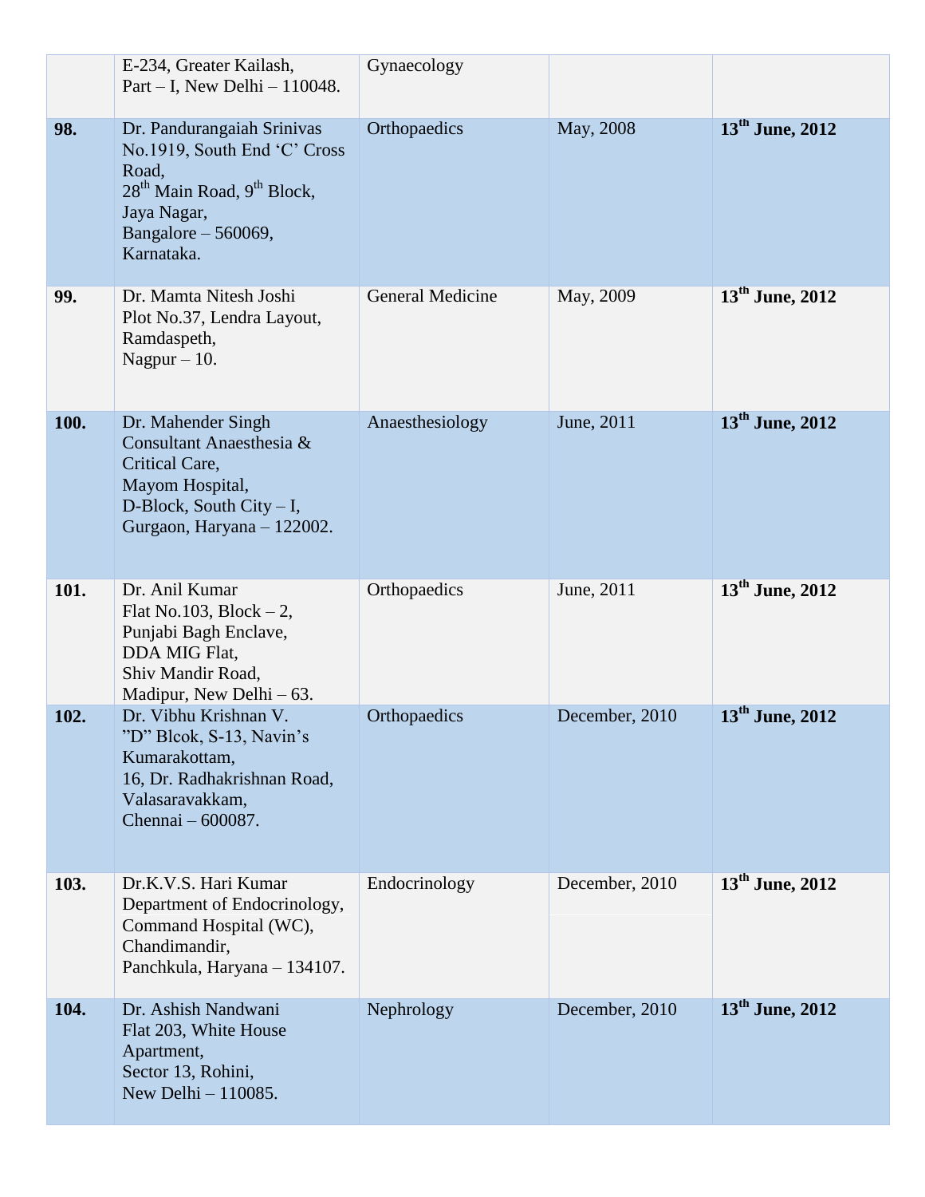| | | | | |
|---|---|---|---|---|
| | E-234, Greater Kailash, Part – I, New Delhi – 110048. | Gynaecology | | |
| **98.** | Dr. Pandurangaiah Srinivas No.1919, South End ‘C’ Cross Road, 28th Main Road, 9th Block, Jaya Nagar, Bangalore – 560069, Karnataka. | Orthopaedics | May, 2008 | **13th June, 2012** |
| **99.** | Dr. Mamta Nitesh Joshi Plot No.37, Lendra Layout, Ramdaspeth, Nagpur – 10. | General Medicine | May, 2009 | **13th June, 2012** |
| **100.** | Dr. Mahender Singh Consultant Anaesthesia & Critical Care, Mayom Hospital, D-Block, South City – I, Gurgaon, Haryana – 122002. | Anaesthesiology | June, 2011 | **13th June, 2012** |
| **101.** | Dr. Anil Kumar Flat No.103, Block – 2, Punjabi Bagh Enclave, DDA MIG Flat, Shiv Mandir Road, Madipur, New Delhi – 63. | Orthopaedics | June, 2011 | **13th June, 2012** |
| **102.** | Dr. Vibhu Krishnan V. ”D” Blcok, S-13, Navin’s Kumarakottam, 16, Dr. Radhakrishnan Road, Valasaravakkam, Chennai – 600087. | Orthopaedics | December, 2010 | **13th June, 2012** |
| **103.** | Dr.K.V.S. Hari Kumar Department of Endocrinology, Command Hospital (WC), Chandimandir, Panchkula, Haryana – 134107. | Endocrinology | December, 2010 | **13th June, 2012** |
| **104.** | Dr. Ashish Nandwani Flat 203, White House Apartment, Sector 13, Rohini, New Delhi – 110085. | Nephrology | December, 2010 | **13th June, 2012** |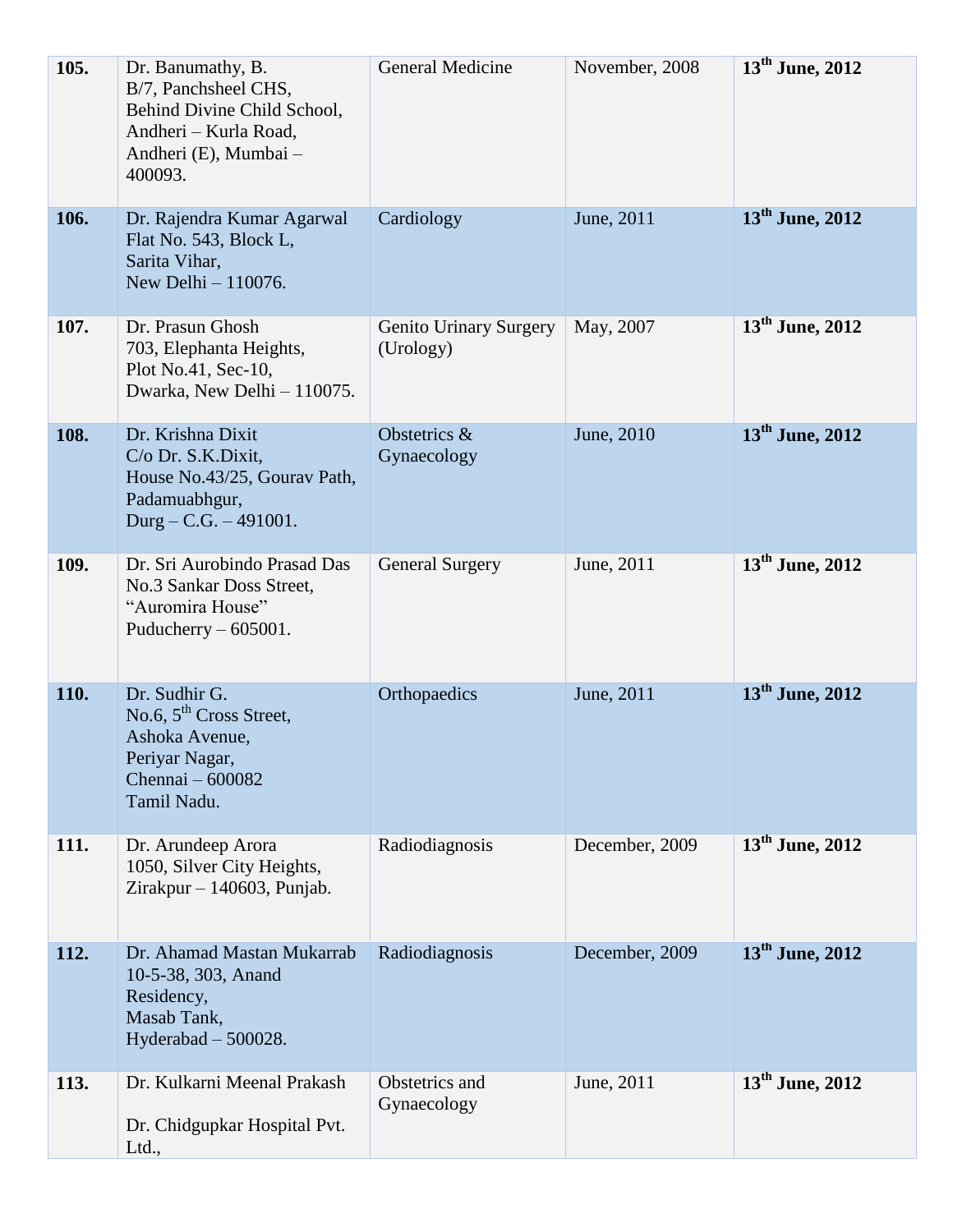| | | | | |
|---|---|---|---|---|
| **105.** | Dr. Banumathy, B.<br>B/7, Panchsheel CHS,<br>Behind Divine Child School,<br>Andheri – Kurla Road,<br>Andheri (E), Mumbai – 400093. | General Medicine | November, 2008 | **13th June, 2012** |
| **106.** | Dr. Rajendra Kumar Agarwal<br>Flat No. 543, Block L,<br>Sarita Vihar,<br>New Delhi – 110076. | Cardiology | June, 2011 | **13th June, 2012** |
| **107.** | Dr. Prasun Ghosh<br>703, Elephanta Heights,<br>Plot No.41, Sec-10,<br>Dwarka, New Delhi – 110075. | Genito Urinary Surgery (Urology) | May, 2007 | **13th June, 2012** |
| **108.** | Dr. Krishna Dixit<br>C/o Dr. S.K.Dixit,<br>House No.43/25, Gourav Path,<br>Padamuabhgur,<br>Durg – C.G. – 491001. | Obstetrics & Gynaecology | June, 2010 | **13th June, 2012** |
| **109.** | Dr. Sri Aurobindo Prasad Das<br>No.3 Sankar Doss Street,<br>"Auromira House"<br>Puducherry – 605001. | General Surgery | June, 2011 | **13th June, 2012** |
| **110.** | Dr. Sudhir G.<br>No.6, 5th Cross Street,<br>Ashoka Avenue,<br>Periyar Nagar,<br>Chennai – 600082<br>Tamil Nadu. | Orthopaedics | June, 2011 | **13th June, 2012** |
| **111.** | Dr. Arundeep Arora<br>1050, Silver City Heights,<br>Zirakpur – 140603, Punjab. | Radiodiagnosis | December, 2009 | **13th June, 2012** |
| **112.** | Dr. Ahamad Mastan Mukarrab<br>10-5-38, 303, Anand Residency,<br>Masab Tank,<br>Hyderabad – 500028. | Radiodiagnosis | December, 2009 | **13th June, 2012** |
| **113.** | Dr. Kulkarni Meenal Prakash<br><br>Dr. Chidgupkar Hospital Pvt. Ltd., | Obstetrics and Gynaecology | June, 2011 | **13th June, 2012** |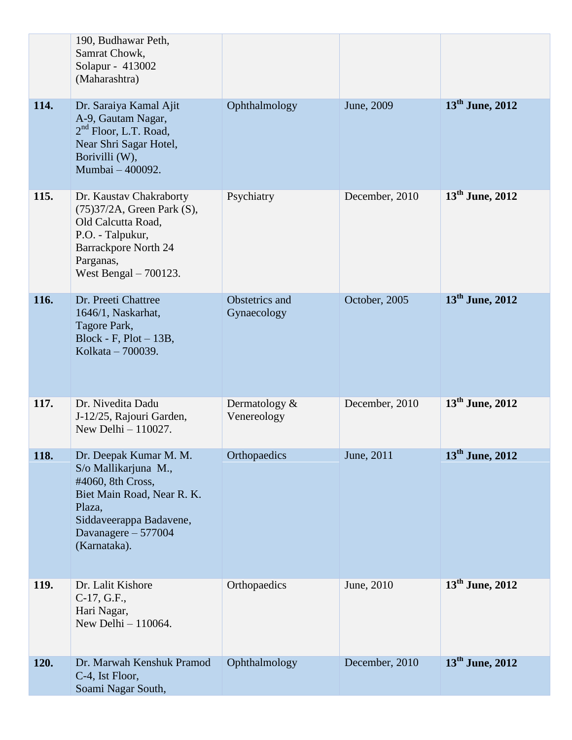| | | | | |
|---|---|---|---|---|
| | 190, Budhawar Peth,<br>Samrat Chowk,<br>Solapur - 413002<br>(Maharashtra) | | | |
| **114.** | Dr. Saraiya Kamal Ajit<br>A-9, Gautam Nagar,<br>2nd Floor, L.T. Road,<br>Near Shri Sagar Hotel,<br>Borivilli (W),<br>Mumbai – 400092. | Ophthalmology | June, 2009 | **13th June, 2012** |
| **115.** | Dr. Kaustav Chakraborty<br>(75)37/2A, Green Park (S),<br>Old Calcutta Road,<br>P.O. - Talpukur,<br>Barrackpore North 24 Parganas,<br>West Bengal – 700123. | Psychiatry | December, 2010 | **13th June, 2012** |
| **116.** | Dr. Preeti Chattree<br>1646/1, Naskarhat,<br>Tagore Park,<br>Block - F, Plot – 13B,<br>Kolkata – 700039. | Obstetrics and Gynaecology | October, 2005 | **13th June, 2012** |
| **117.** | Dr. Nivedita Dadu<br>J-12/25, Rajouri Garden,<br>New Delhi – 110027. | Dermatology & Venereology | December, 2010 | **13th June, 2012** |
| **118.** | Dr. Deepak Kumar M. M.<br>S/o Mallikarjuna M.,<br>#4060, 8th Cross,<br>Biet Main Road, Near R. K. Plaza,<br>Siddaveerappa Badavene,<br>Davanagere – 577004<br>(Karnataka). | Orthopaedics | June, 2011 | **13th June, 2012** |
| **119.** | Dr. Lalit Kishore<br>C-17, G.F.,<br>Hari Nagar,<br>New Delhi – 110064. | Orthopaedics | June, 2010 | **13th June, 2012** |
| **120.** | Dr. Marwah Kenshuk Pramod<br>C-4, Ist Floor,<br>Soami Nagar South, | Ophthalmology | December, 2010 | **13th June, 2012** |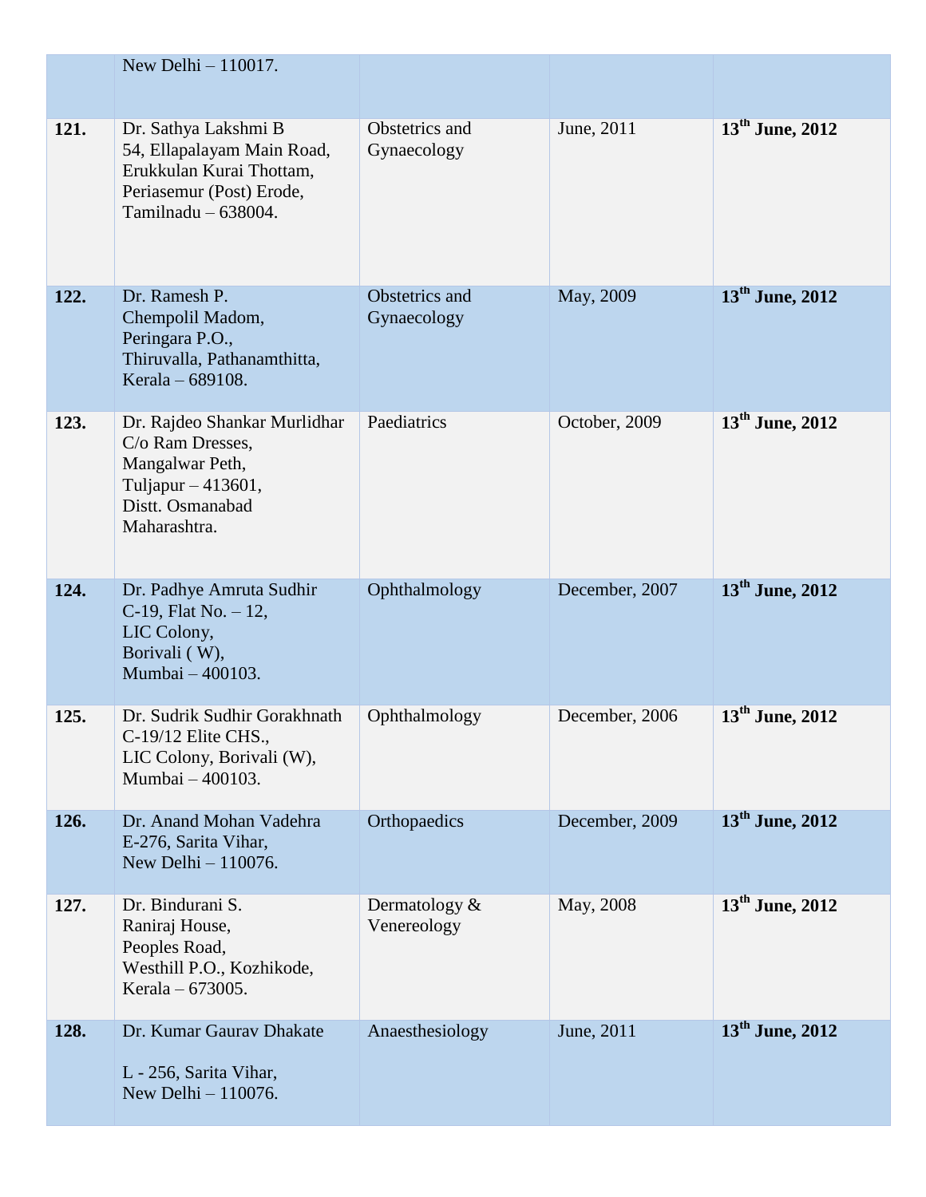| | | | | |
|---|---|---|---|---|
| | New Delhi – 110017. | | | |
| **121.** | Dr. Sathya Lakshmi B<br>54, Ellapalayam Main Road,<br>Erukkulan Kurai Thottam,<br>Periasemur (Post) Erode,<br>Tamilnadu – 638004. | Obstetrics and Gynaecology | June, 2011 | **13th June, 2012** |
| **122.** | Dr. Ramesh P.<br>Chempolil Madom,<br>Peringara P.O.,<br>Thiruvalla, Pathanamthitta,<br>Kerala – 689108. | Obstetrics and Gynaecology | May, 2009 | **13th June, 2012** |
| **123.** | Dr. Rajdeo Shankar Murlidhar<br>C/o Ram Dresses,<br>Mangalwar Peth,<br>Tuljapur – 413601,<br>Distt. Osmanabad<br>Maharashtra. | Paediatrics | October, 2009 | **13th June, 2012** |
| **124.** | Dr. Padhye Amruta Sudhir<br>C-19, Flat No. – 12,<br>LIC Colony,<br>Borivali ( W),<br>Mumbai – 400103. | Ophthalmology | December, 2007 | **13th June, 2012** |
| **125.** | Dr. Sudrik Sudhir Gorakhnath<br>C-19/12 Elite CHS.,<br>LIC Colony, Borivali (W),<br>Mumbai – 400103. | Ophthalmology | December, 2006 | **13th June, 2012** |
| **126.** | Dr. Anand Mohan Vadehra<br>E-276, Sarita Vihar,<br>New Delhi – 110076. | Orthopaedics | December, 2009 | **13th June, 2012** |
| **127.** | Dr. Bindurani S.<br>Raniraj House,<br>Peoples Road,<br>Westhill P.O., Kozhikode,<br>Kerala – 673005. | Dermatology & Venereology | May, 2008 | **13th June, 2012** |
| **128.** | Dr. Kumar Gaurav Dhakate<br><br>L - 256, Sarita Vihar,<br>New Delhi – 110076. | Anaesthesiology | June, 2011 | **13th June, 2012** |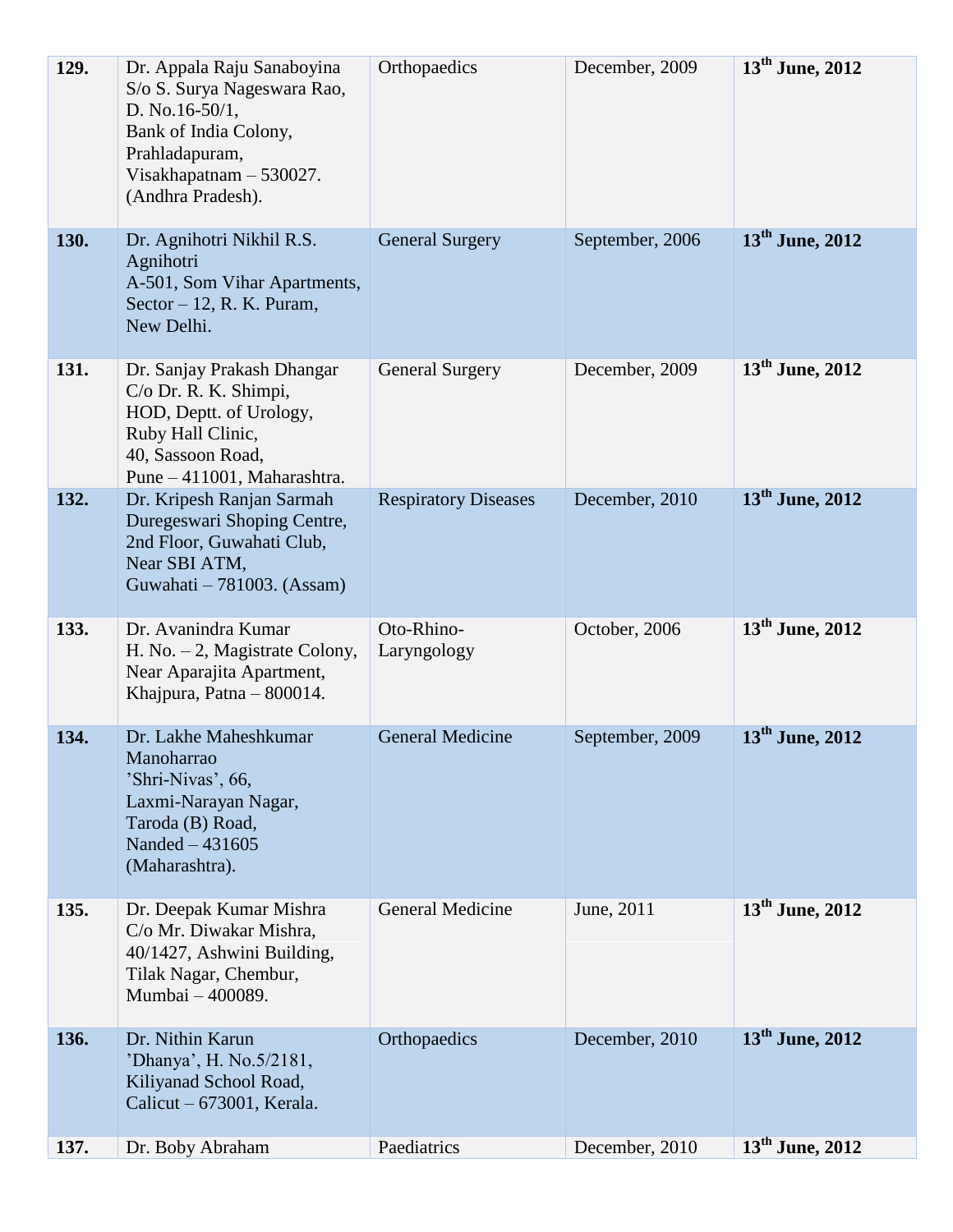| | | | | |
|---|---|---|---|---|
| **129.** | Dr. Appala Raju Sanaboyina S/o S. Surya Nageswara Rao, D. No.16-50/1, Bank of India Colony, Prahladapuram, Visakhapatnam – 530027. (Andhra Pradesh). | Orthopaedics | December, 2009 | **13th June, 2012** |
| **130.** | Dr. Agnihotri Nikhil R.S. Agnihotri A-501, Som Vihar Apartments, Sector – 12, R. K. Puram, New Delhi. | General Surgery | September, 2006 | **13th June, 2012** |
| **131.** | Dr. Sanjay Prakash Dhangar C/o Dr. R. K. Shimpi, HOD, Deptt. of Urology, Ruby Hall Clinic, 40, Sassoon Road, Pune – 411001, Maharashtra. | General Surgery | December, 2009 | **13th June, 2012** |
| **132.** | Dr. Kripesh Ranjan Sarmah Duregeswari Shoping Centre, 2nd Floor, Guwahati Club, Near SBI ATM, Guwahati – 781003. (Assam) | Respiratory Diseases | December, 2010 | **13th June, 2012** |
| **133.** | Dr. Avanindra Kumar H. No. – 2, Magistrate Colony, Near Aparajita Apartment, Khajpura, Patna – 800014. | Oto-Rhino-Laryngology | October, 2006 | **13th June, 2012** |
| **134.** | Dr. Lakhe Maheshkumar Manoharrao 'Shri-Nivas', 66, Laxmi-Narayan Nagar, Taroda (B) Road, Nanded – 431605 (Maharashtra). | General Medicine | September, 2009 | **13th June, 2012** |
| **135.** | Dr. Deepak Kumar Mishra C/o Mr. Diwakar Mishra, 40/1427, Ashwini Building, Tilak Nagar, Chembur, Mumbai – 400089. | General Medicine | June, 2011 | **13th June, 2012** |
| **136.** | Dr. Nithin Karun 'Dhanya', H. No.5/2181, Kiliyanad School Road, Calicut – 673001, Kerala. | Orthopaedics | December, 2010 | **13th June, 2012** |
| **137.** | Dr. Boby Abraham | Paediatrics | December, 2010 | **13th June, 2012** |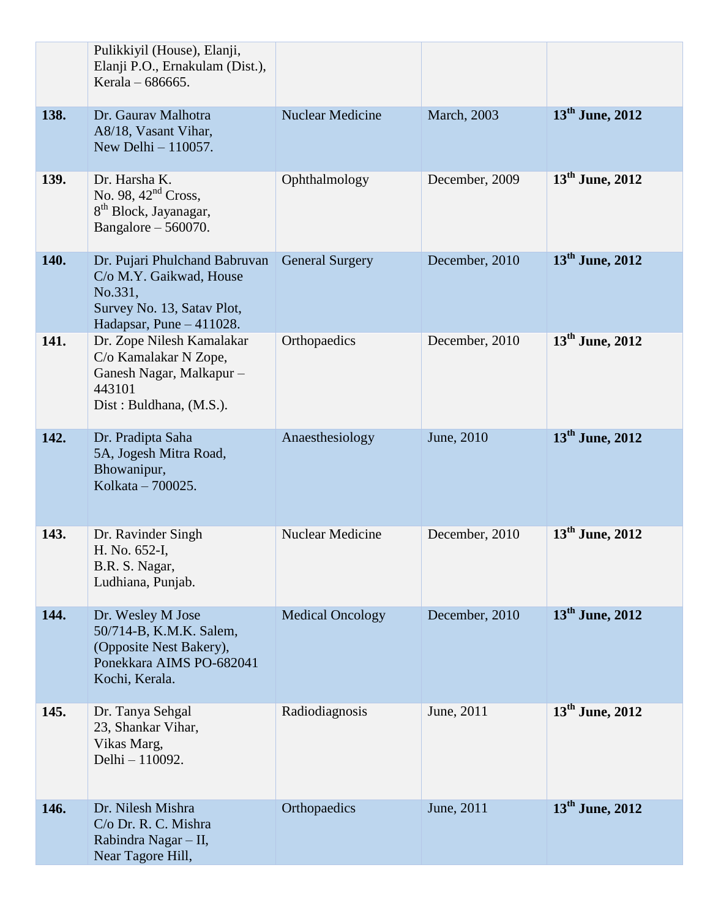| | | | | |
|---|---|---|---|---|
| | Pulikkiyil (House), Elanji, Elanji P.O., Ernakulam (Dist.), Kerala – 686665. | | | |
| **138.** | Dr. Gaurav Malhotra A8/18, Vasant Vihar, New Delhi – 110057. | Nuclear Medicine | March, 2003 | **13th June, 2012** |
| **139.** | Dr. Harsha K. No. 98, 42nd Cross, 8th Block, Jayanagar, Bangalore – 560070. | Ophthalmology | December, 2009 | **13th June, 2012** |
| **140.** | Dr. Pujari Phulchand Babruvan C/o M.Y. Gaikwad, House No.331, Survey No. 13, Satav Plot, Hadapsar, Pune – 411028. | General Surgery | December, 2010 | **13th June, 2012** |
| **141.** | Dr. Zope Nilesh Kamalakar C/o Kamalakar N Zope, Ganesh Nagar, Malkapur – 443101 Dist : Buldhana, (M.S.). | Orthopaedics | December, 2010 | **13th June, 2012** |
| **142.** | Dr. Pradipta Saha 5A, Jogesh Mitra Road, Bhowanipur, Kolkata – 700025. | Anaesthesiology | June, 2010 | **13th June, 2012** |
| **143.** | Dr. Ravinder Singh H. No. 652-I, B.R. S. Nagar, Ludhiana, Punjab. | Nuclear Medicine | December, 2010 | **13th June, 2012** |
| **144.** | Dr. Wesley M Jose 50/714-B, K.M.K. Salem, (Opposite Nest Bakery), Ponekkara AIMS PO-682041 Kochi, Kerala. | Medical Oncology | December, 2010 | **13th June, 2012** |
| **145.** | Dr. Tanya Sehgal 23, Shankar Vihar, Vikas Marg, Delhi – 110092. | Radiodiagnosis | June, 2011 | **13th June, 2012** |
| **146.** | Dr. Nilesh Mishra C/o Dr. R. C. Mishra Rabindra Nagar – II, Near Tagore Hill, | Orthopaedics | June, 2011 | **13th June, 2012** |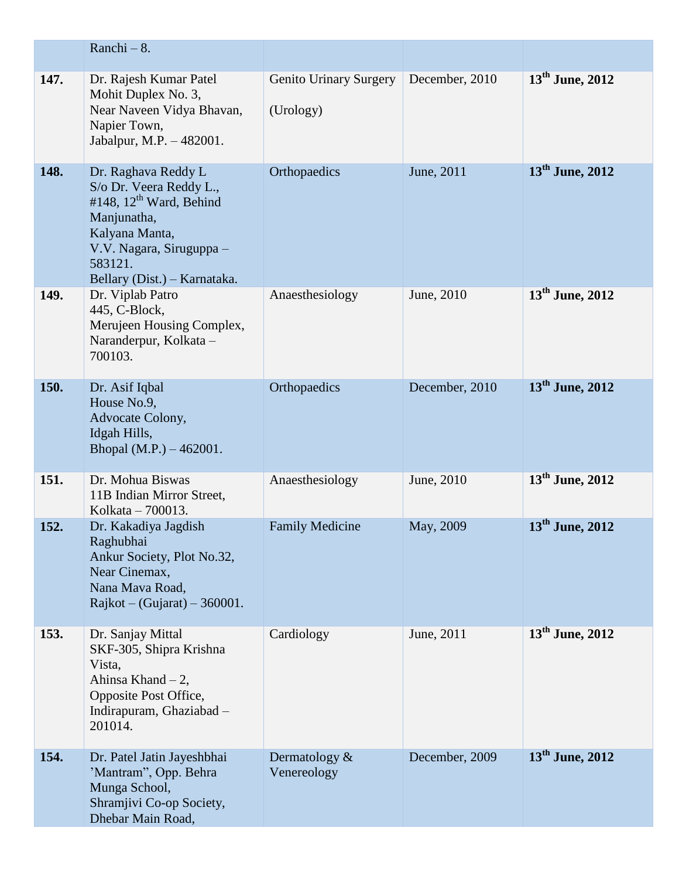| | | | | |
|---|---|---|---|---|
| | Ranchi – 8. | | | |
| **147.** | Dr. Rajesh Kumar Patel<br>Mohit Duplex No. 3,<br>Near Naveen Vidya Bhavan,<br>Napier Town,<br>Jabalpur, M.P. – 482001. | Genito Urinary Surgery<br>(Urology) | December, 2010 | **13th June, 2012** |
| **148.** | Dr. Raghava Reddy L<br>S/o Dr. Veera Reddy L.,<br>#148, 12th Ward, Behind Manjunatha,<br>Kalyana Manta,<br>V.V. Nagara, Siruguppa – 583121.<br>Bellary (Dist.) – Karnataka. | Orthopaedics | June, 2011 | **13th June, 2012** |
| **149.** | Dr. Viplab Patro<br>445, C-Block,<br>Merujeen Housing Complex,<br>Naranderpur, Kolkata – 700103. | Anaesthesiology | June, 2010 | **13th June, 2012** |
| **150.** | Dr. Asif Iqbal<br>House No.9,<br>Advocate Colony,<br>Idgah Hills,<br>Bhopal (M.P.) – 462001. | Orthopaedics | December, 2010 | **13th June, 2012** |
| **151.** | Dr. Mohua Biswas<br>11B Indian Mirror Street,<br>Kolkata – 700013. | Anaesthesiology | June, 2010 | **13th June, 2012** |
| **152.** | Dr. Kakadiya Jagdish Raghubhai<br>Ankur Society, Plot No.32,<br>Near Cinemax,<br>Nana Mava Road,<br>Rajkot – (Gujarat) – 360001. | Family Medicine | May, 2009 | **13th June, 2012** |
| **153.** | Dr. Sanjay Mittal<br>SKF-305, Shipra Krishna Vista,<br>Ahinsa Khand – 2,<br>Opposite Post Office,<br>Indirapuram, Ghaziabad – 201014. | Cardiology | June, 2011 | **13th June, 2012** |
| **154.** | Dr. Patel Jatin Jayeshbhai<br>'Mantram", Opp. Behra Munga School,<br>Shramjivi Co-op Society,<br>Dhebar Main Road, | Dermatology & Venereology | December, 2009 | **13th June, 2012** |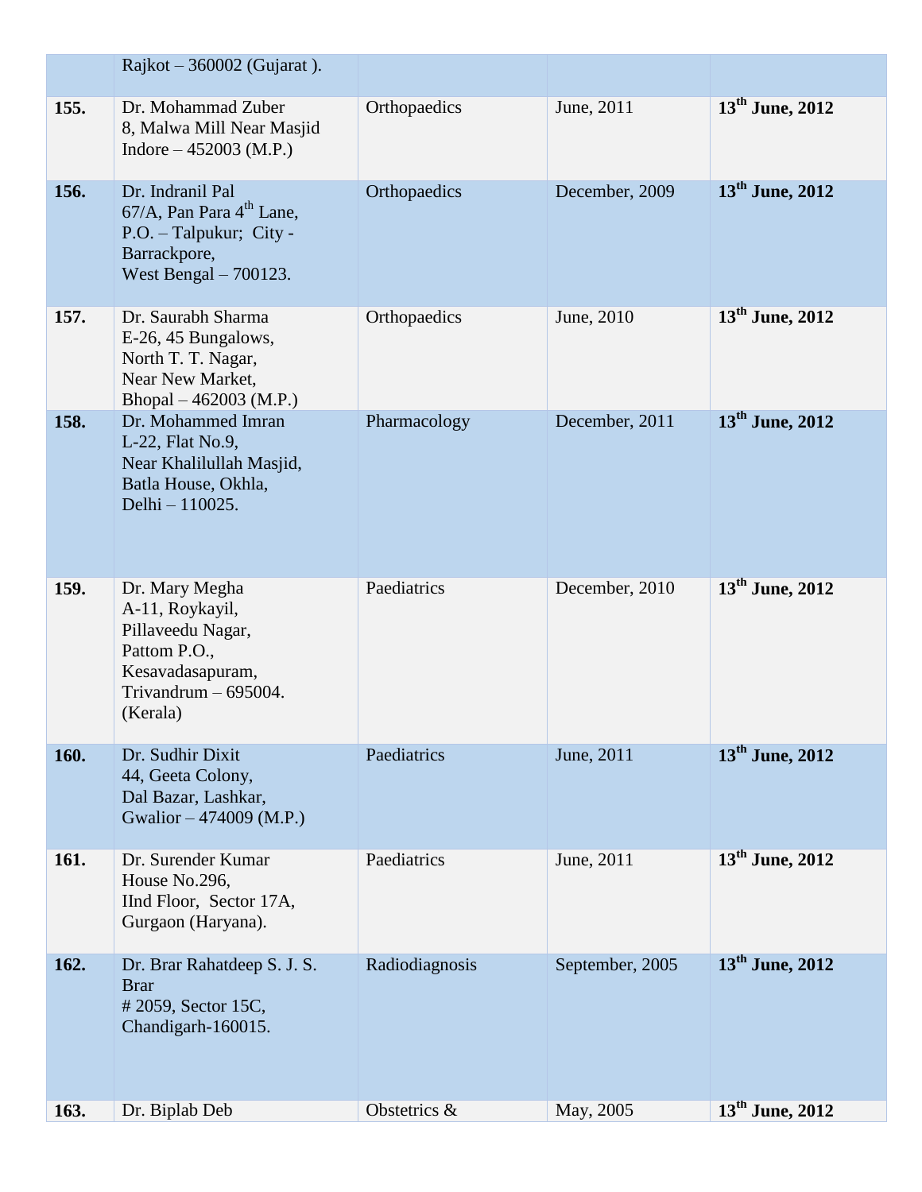|  |  |  |  |  |
|---|---|---|---|---|
|  | Rajkot – 360002 (Gujarat ). |  |  |  |
| **155.** | Dr. Mohammad Zuber<br>8, Malwa Mill Near Masjid<br>Indore – 452003 (M.P.) | Orthopaedics | June, 2011 | **13th June, 2012** |
| **156.** | Dr. Indranil Pal<br>67/A, Pan Para 4th Lane,<br>P.O. – Talpukur; City - Barrackpore,<br>West Bengal – 700123. | Orthopaedics | December, 2009 | **13th June, 2012** |
| **157.** | Dr. Saurabh Sharma<br>E-26, 45 Bungalows,<br>North T. T. Nagar,<br>Near New Market,<br>Bhopal – 462003 (M.P.) | Orthopaedics | June, 2010 | **13th June, 2012** |
| **158.** | Dr. Mohammed Imran<br>L-22, Flat No.9,<br>Near Khalilullah Masjid,<br>Batla House, Okhla,<br>Delhi – 110025. | Pharmacology | December, 2011 | **13th June, 2012** |
| **159.** | Dr. Mary Megha<br>A-11, Roykayil,<br>Pillaveedu Nagar,<br>Pattom P.O.,<br>Kesavadasapuram,<br>Trivandrum – 695004.<br>(Kerala) | Paediatrics | December, 2010 | **13th June, 2012** |
| **160.** | Dr. Sudhir Dixit<br>44, Geeta Colony,<br>Dal Bazar, Lashkar,<br>Gwalior – 474009 (M.P.) | Paediatrics | June, 2011 | **13th June, 2012** |
| **161.** | Dr. Surender Kumar<br>House No.296,<br>IInd Floor, Sector 17A,<br>Gurgaon (Haryana). | Paediatrics | June, 2011 | **13th June, 2012** |
| **162.** | Dr. Brar Rahatdeep S. J. S. Brar<br># 2059, Sector 15C,<br>Chandigarh-160015. | Radiodiagnosis | September, 2005 | **13th June, 2012** |
| **163.** | Dr. Biplab Deb | Obstetrics & | May, 2005 | **13th June, 2012** |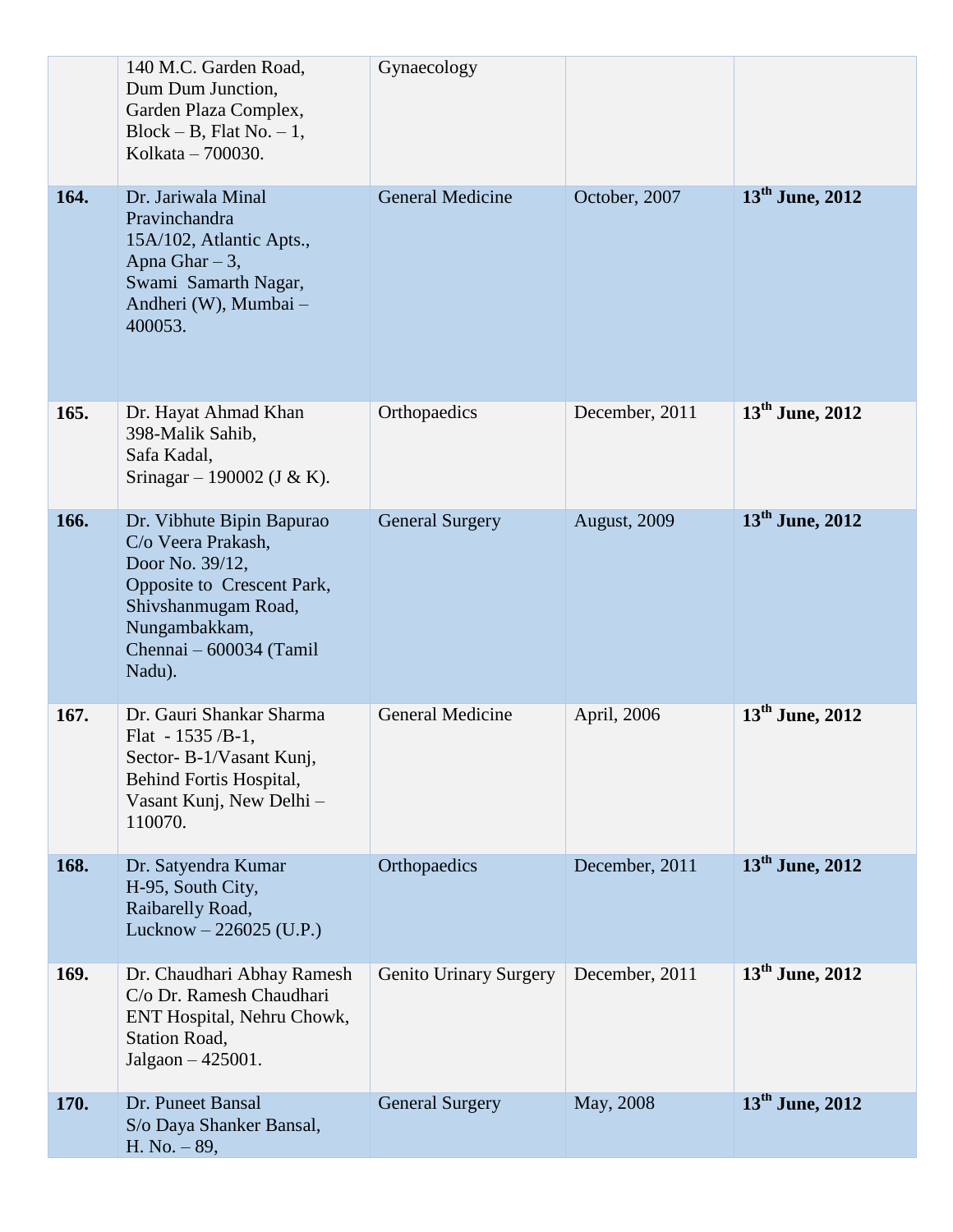| | | | | |
|---|---|---|---|---|
| | 140 M.C. Garden Road, Dum Dum Junction, Garden Plaza Complex, Block – B, Flat No. – 1, Kolkata – 700030. | Gynaecology | | |
| **164.** | Dr. Jariwala Minal Pravinchandra 15A/102, Atlantic Apts., Apna Ghar – 3, Swami Samarth Nagar, Andheri (W), Mumbai – 400053. | General Medicine | October, 2007 | **13th June, 2012** |
| **165.** | Dr. Hayat Ahmad Khan 398-Malik Sahib, Safa Kadal, Srinagar – 190002 (J & K). | Orthopaedics | December, 2011 | **13th June, 2012** |
| **166.** | Dr. Vibhute Bipin Bapurao C/o Veera Prakash, Door No. 39/12, Opposite to Crescent Park, Shivshanmugam Road, Nungambakkam, Chennai – 600034 (Tamil Nadu). | General Surgery | August, 2009 | **13th June, 2012** |
| **167.** | Dr. Gauri Shankar Sharma Flat - 1535 /B-1, Sector- B-1/Vasant Kunj, Behind Fortis Hospital, Vasant Kunj, New Delhi – 110070. | General Medicine | April, 2006 | **13th June, 2012** |
| **168.** | Dr. Satyendra Kumar H-95, South City, Raibarelly Road, Lucknow – 226025 (U.P.) | Orthopaedics | December, 2011 | **13th June, 2012** |
| **169.** | Dr. Chaudhari Abhay Ramesh C/o Dr. Ramesh Chaudhari ENT Hospital, Nehru Chowk, Station Road, Jalgaon – 425001. | Genito Urinary Surgery | December, 2011 | **13th June, 2012** |
| **170.** | Dr. Puneet Bansal S/o Daya Shanker Bansal, H. No. – 89, | General Surgery | May, 2008 | **13th June, 2012** |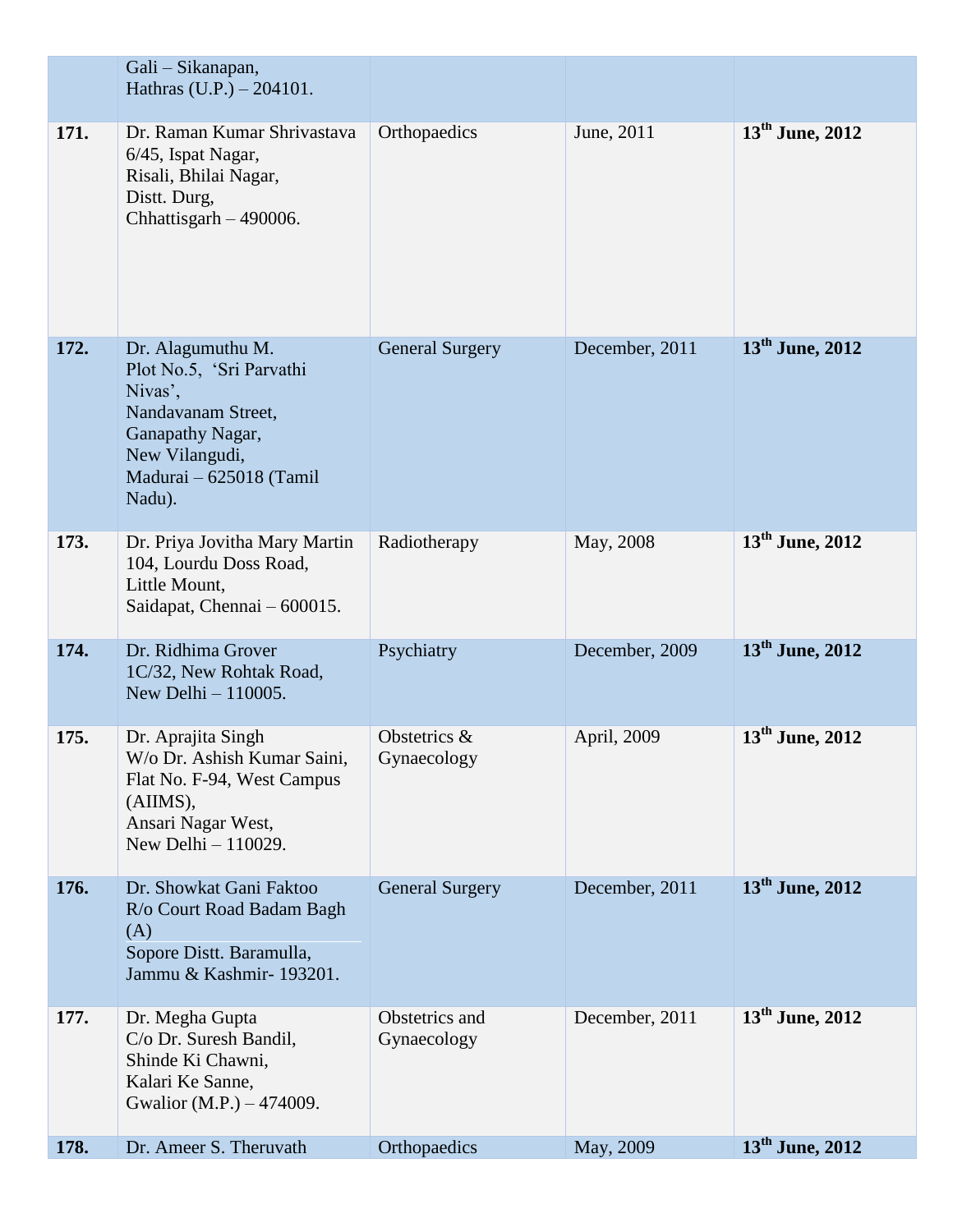| | | | | |
|---|---|---|---|---|
| | Gali – Sikanapan,<br>Hathras (U.P.) – 204101. | | | |
| **171.** | Dr. Raman Kumar Shrivastava<br>6/45, Ispat Nagar,<br>Risali, Bhilai Nagar,<br>Distt. Durg,<br>Chhattisgarh – 490006. | Orthopaedics | June, 2011 | **13th June, 2012** |
| **172.** | Dr. Alagumuthu M.<br>Plot No.5, 'Sri Parvathi Nivas',<br>Nandavanam Street,<br>Ganapathy Nagar,<br>New Vilangudi,<br>Madurai – 625018 (Tamil Nadu). | General Surgery | December, 2011 | **13th June, 2012** |
| **173.** | Dr. Priya Jovitha Mary Martin<br>104, Lourdu Doss Road,<br>Little Mount,<br>Saidapat, Chennai – 600015. | Radiotherapy | May, 2008 | **13th June, 2012** |
| **174.** | Dr. Ridhima Grover<br>1C/32, New Rohtak Road,<br>New Delhi – 110005. | Psychiatry | December, 2009 | **13th June, 2012** |
| **175.** | Dr. Aprajita Singh<br>W/o Dr. Ashish Kumar Saini,<br>Flat No. F-94, West Campus (AIIMS),<br>Ansari Nagar West,<br>New Delhi – 110029. | Obstetrics & Gynaecology | April, 2009 | **13th June, 2012** |
| **176.** | Dr. Showkat Gani Faktoo<br>R/o Court Road Badam Bagh (A)<br>Sopore Distt. Baramulla,<br>Jammu & Kashmir- 193201. | General Surgery | December, 2011 | **13th June, 2012** |
| **177.** | Dr. Megha Gupta<br>C/o Dr. Suresh Bandil,<br>Shinde Ki Chawni,<br>Kalari Ke Sanne,<br>Gwalior (M.P.) – 474009. | Obstetrics and Gynaecology | December, 2011 | **13th June, 2012** |
| **178.** | Dr. Ameer S. Theruvath | Orthopaedics | May, 2009 | **13th June, 2012** |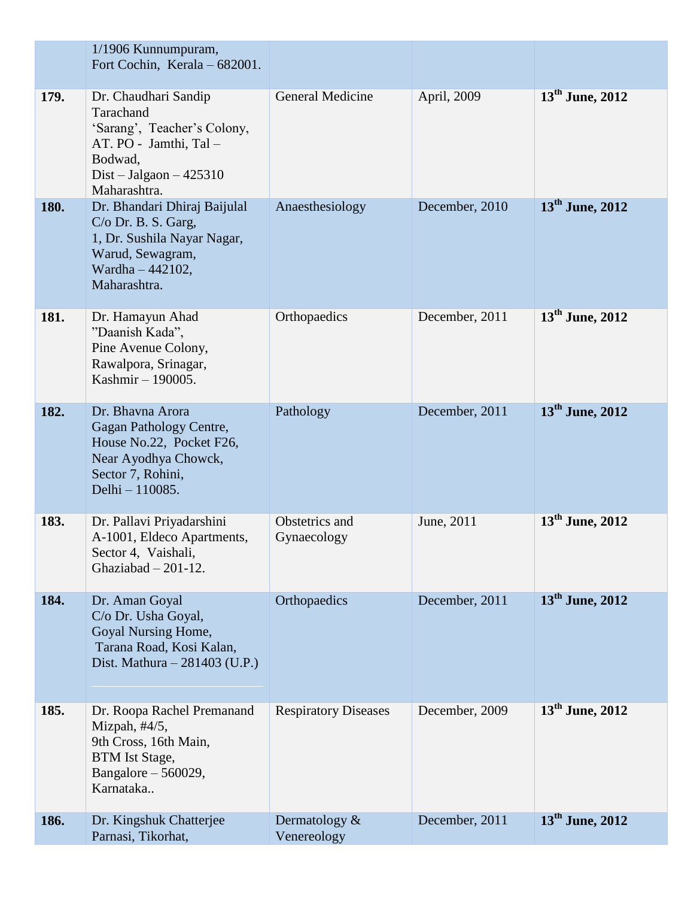| | | | | |
|---|---|---|---|---|
| | 1/1906 Kunnumpuram, Fort Cochin, Kerala – 682001. | | | |
| **179.** | Dr. Chaudhari Sandip Tarachand 'Sarang', Teacher's Colony, AT. PO - Jamthi, Tal – Bodwad, Dist – Jalgaon – 425310 Maharashtra. | General Medicine | April, 2009 | **13th June, 2012** |
| **180.** | Dr. Bhandari Dhiraj Baijulal C/o Dr. B. S. Garg, 1, Dr. Sushila Nayar Nagar, Warud, Sewagram, Wardha – 442102, Maharashtra. | Anaesthesiology | December, 2010 | **13th June, 2012** |
| **181.** | Dr. Hamayun Ahad "Daanish Kada", Pine Avenue Colony, Rawalpora, Srinagar, Kashmir – 190005. | Orthopaedics | December, 2011 | **13th June, 2012** |
| **182.** | Dr. Bhavna Arora Gagan Pathology Centre, House No.22, Pocket F26, Near Ayodhya Chowck, Sector 7, Rohini, Delhi – 110085. | Pathology | December, 2011 | **13th June, 2012** |
| **183.** | Dr. Pallavi Priyadarshini A-1001, Eldeco Apartments, Sector 4, Vaishali, Ghaziabad – 201-12. | Obstetrics and Gynaecology | June, 2011 | **13th June, 2012** |
| **184.** | Dr. Aman Goyal C/o Dr. Usha Goyal, Goyal Nursing Home, Tarana Road, Kosi Kalan, Dist. Mathura – 281403 (U.P.) | Orthopaedics | December, 2011 | **13th June, 2012** |
| **185.** | Dr. Roopa Rachel Premanand Mizpah, #4/5, 9th Cross, 16th Main, BTM Ist Stage, Bangalore – 560029, Karnataka.. | Respiratory Diseases | December, 2009 | **13th June, 2012** |
| **186.** | Dr. Kingshuk Chatterjee Parnasi, Tikorhat, | Dermatology & Venereology | December, 2011 | **13th June, 2012** |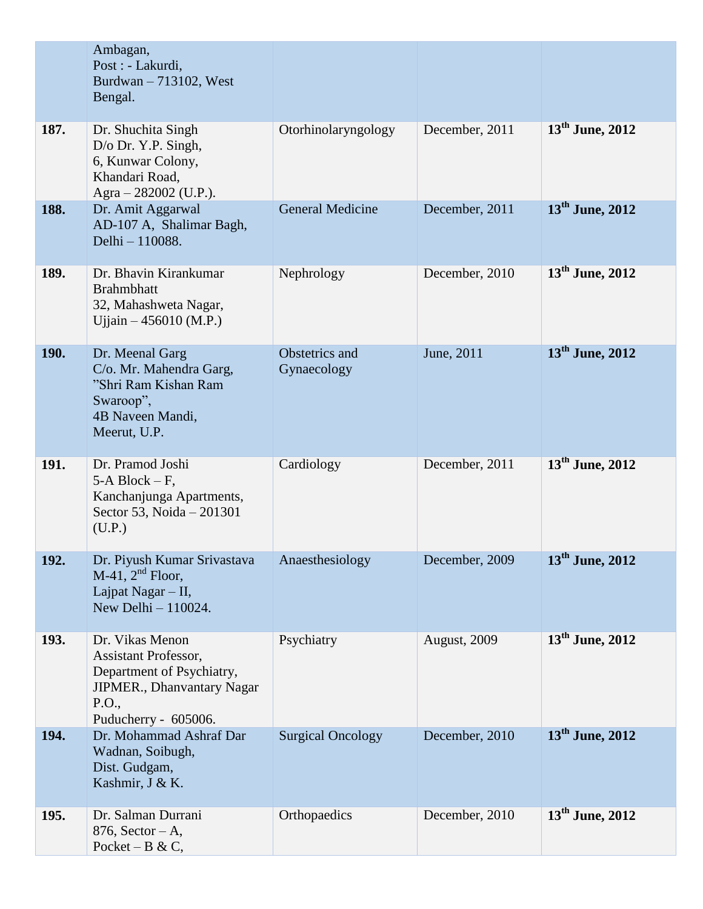| | | | | |
|---|---|---|---|---|
| | Ambagan, Post : - Lakurdi, Burdwan – 713102, West Bengal. | | | |
| **187.** | Dr. Shuchita Singh D/o Dr. Y.P. Singh, 6, Kunwar Colony, Khandari Road, Agra – 282002 (U.P.). | Otorhinolaryngology | December, 2011 | **13th June, 2012** |
| **188.** | Dr. Amit Aggarwal AD-107 A, Shalimar Bagh, Delhi – 110088. | General Medicine | December, 2011 | **13th June, 2012** |
| **189.** | Dr. Bhavin Kirankumar Brahmbhatt 32, Mahashweta Nagar, Ujjain – 456010 (M.P.) | Nephrology | December, 2010 | **13th June, 2012** |
| **190.** | Dr. Meenal Garg C/o. Mr. Mahendra Garg, "Shri Ram Kishan Ram Swaroop", 4B Naveen Mandi, Meerut, U.P. | Obstetrics and Gynaecology | June, 2011 | **13th June, 2012** |
| **191.** | Dr. Pramod Joshi 5-A Block – F, Kanchanjunga Apartments, Sector 53, Noida – 201301 (U.P.) | Cardiology | December, 2011 | **13th June, 2012** |
| **192.** | Dr. Piyush Kumar Srivastava M-41, 2nd Floor, Lajpat Nagar – II, New Delhi – 110024. | Anaesthesiology | December, 2009 | **13th June, 2012** |
| **193.** | Dr. Vikas Menon Assistant Professor, Department of Psychiatry, JIPMER., Dhanvantary Nagar P.O., Puducherry - 605006. | Psychiatry | August, 2009 | **13th June, 2012** |
| **194.** | Dr. Mohammad Ashraf Dar Wadnan, Soibugh, Dist. Gudgam, Kashmir, J & K. | Surgical Oncology | December, 2010 | **13th June, 2012** |
| **195.** | Dr. Salman Durrani 876, Sector – A, Pocket – B & C, | Orthopaedics | December, 2010 | **13th June, 2012** |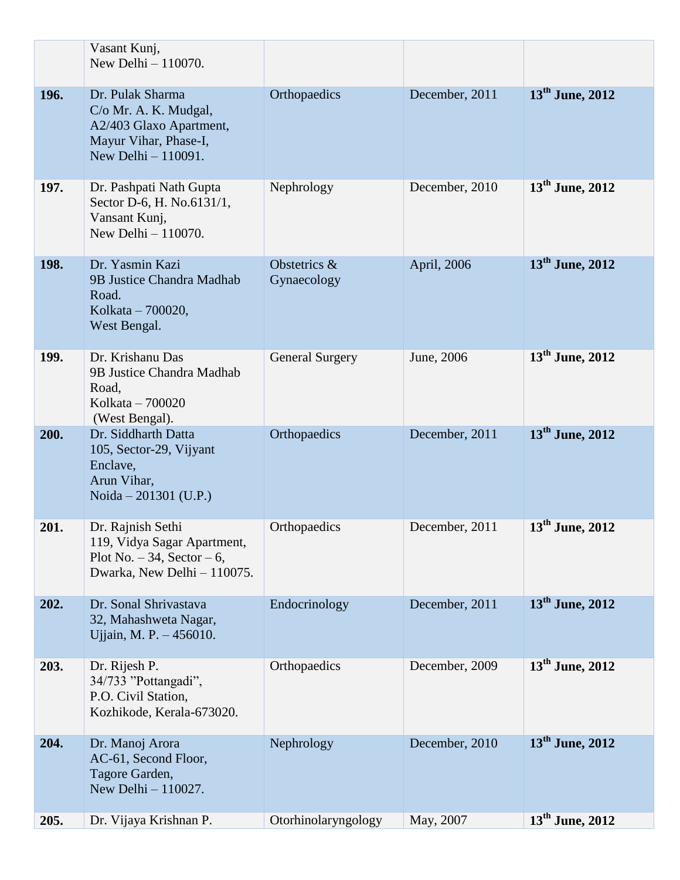| | | | | |
|---|---|---|---|---|
| | Vasant Kunj, New Delhi – 110070. | | | |
| **196.** | Dr. Pulak Sharma C/o Mr. A. K. Mudgal, A2/403 Glaxo Apartment, Mayur Vihar, Phase-I, New Delhi – 110091. | Orthopaedics | December, 2011 | **13th June, 2012** |
| **197.** | Dr. Pashpati Nath Gupta Sector D-6, H. No.6131/1, Vansant Kunj, New Delhi – 110070. | Nephrology | December, 2010 | **13th June, 2012** |
| **198.** | Dr. Yasmin Kazi 9B Justice Chandra Madhab Road. Kolkata – 700020, West Bengal. | Obstetrics & Gynaecology | April, 2006 | **13th June, 2012** |
| **199.** | Dr. Krishanu Das 9B Justice Chandra Madhab Road, Kolkata – 700020 (West Bengal). | General Surgery | June, 2006 | **13th June, 2012** |
| **200.** | Dr. Siddharth Datta 105, Sector-29, Vijyant Enclave, Arun Vihar, Noida – 201301 (U.P.) | Orthopaedics | December, 2011 | **13th June, 2012** |
| **201.** | Dr. Rajnish Sethi 119, Vidya Sagar Apartment, Plot No. – 34, Sector – 6, Dwarka, New Delhi – 110075. | Orthopaedics | December, 2011 | **13th June, 2012** |
| **202.** | Dr. Sonal Shrivastava 32, Mahashweta Nagar, Ujjain, M. P. – 456010. | Endocrinology | December, 2011 | **13th June, 2012** |
| **203.** | Dr. Rijesh P. 34/733 "Pottangadi", P.O. Civil Station, Kozhikode, Kerala-673020. | Orthopaedics | December, 2009 | **13th June, 2012** |
| **204.** | Dr. Manoj Arora AC-61, Second Floor, Tagore Garden, New Delhi – 110027. | Nephrology | December, 2010 | **13th June, 2012** |
| **205.** | Dr. Vijaya Krishnan P. | Otorhinolaryngology | May, 2007 | **13th June, 2012** |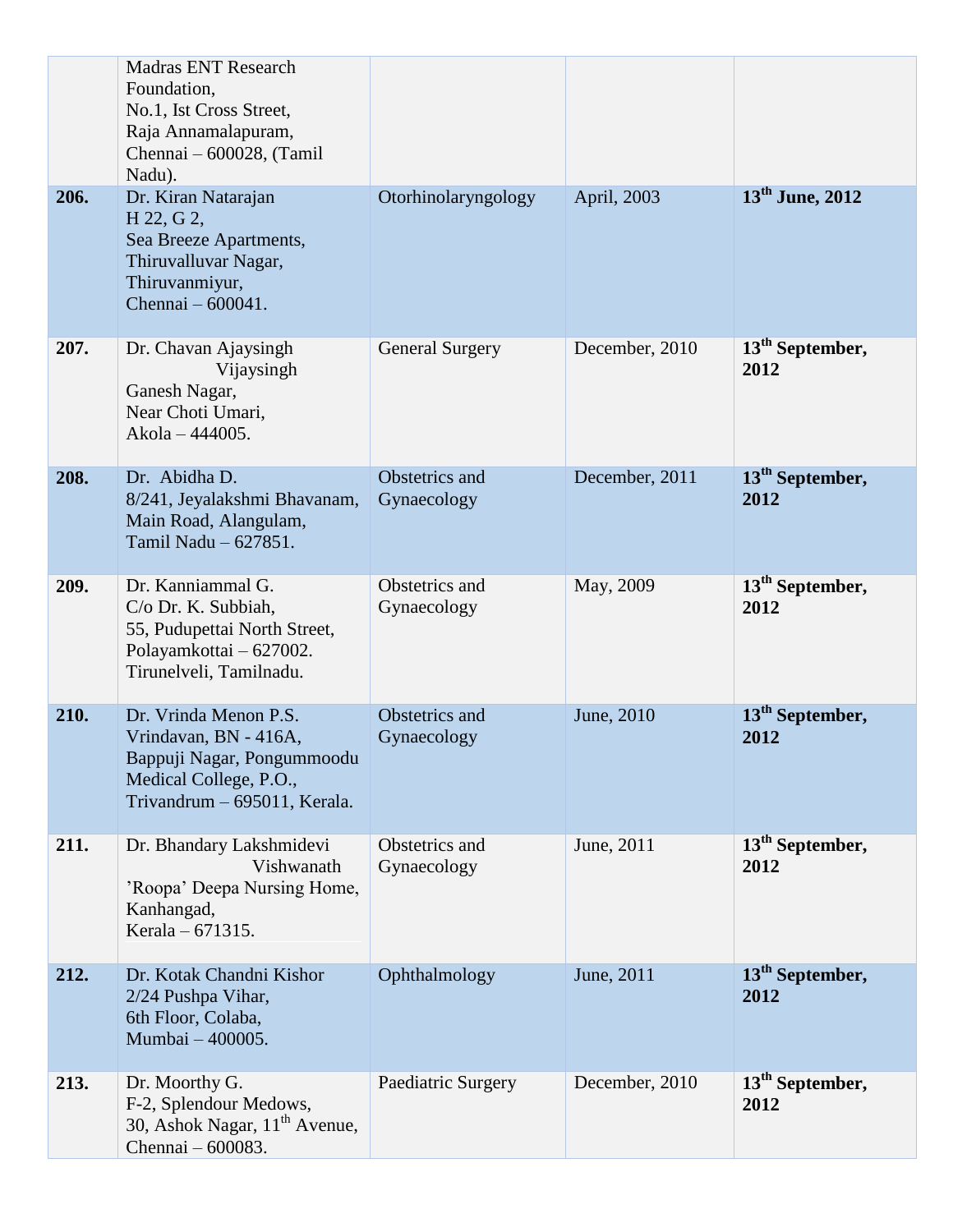| | | | | |
|---|---|---|---|---|
| | Madras ENT Research Foundation, No.1, Ist Cross Street, Raja Annamalapuram, Chennai – 600028, (Tamil Nadu). | | | |
| **206.** | Dr. Kiran Natarajan H 22, G 2, Sea Breeze Apartments, Thiruvalluvar Nagar, Thiruvanmiyur, Chennai – 600041. | Otorhinolaryngology | April, 2003 | **13th June, 2012** |
| **207.** | Dr. Chavan Ajaysingh Vijaysingh Ganesh Nagar, Near Choti Umari, Akola – 444005. | General Surgery | December, 2010 | **13th September, 2012** |
| **208.** | Dr. Abidha D. 8/241, Jeyalakshmi Bhavanam, Main Road, Alangulam, Tamil Nadu – 627851. | Obstetrics and Gynaecology | December, 2011 | **13th September, 2012** |
| **209.** | Dr. Kanniammal G. C/o Dr. K. Subbiah, 55, Pudupettai North Street, Polayamkottai – 627002. Tirunelveli, Tamilnadu. | Obstetrics and Gynaecology | May, 2009 | **13th September, 2012** |
| **210.** | Dr. Vrinda Menon P.S. Vrindavan, BN - 416A, Bappuji Nagar, Pongummoodu Medical College, P.O., Trivandrum – 695011, Kerala. | Obstetrics and Gynaecology | June, 2010 | **13th September, 2012** |
| **211.** | Dr. Bhandary Lakshmidevi Vishwanath 'Roopa' Deepa Nursing Home, Kanhangad, Kerala – 671315. | Obstetrics and Gynaecology | June, 2011 | **13th September, 2012** |
| **212.** | Dr. Kotak Chandni Kishor 2/24 Pushpa Vihar, 6th Floor, Colaba, Mumbai – 400005. | Ophthalmology | June, 2011 | **13th September, 2012** |
| **213.** | Dr. Moorthy G. F-2, Splendour Medows, 30, Ashok Nagar, 11th Avenue, Chennai – 600083. | Paediatric Surgery | December, 2010 | **13th September, 2012** |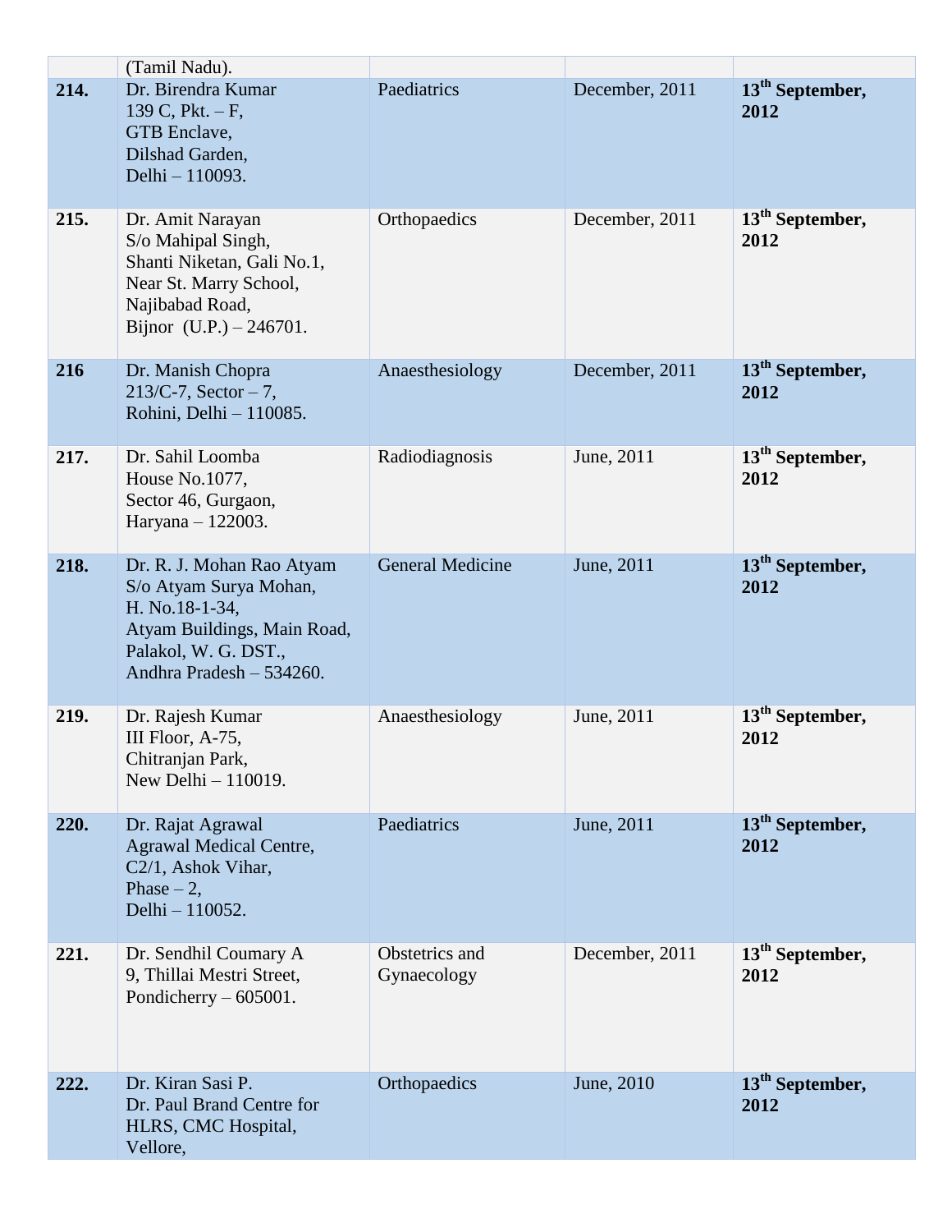|  |  |  |  |  |
|---|---|---|---|---|
|  | (Tamil Nadu). |  |  |  |
| **214.** | Dr. Birendra Kumar<br>139 C, Pkt. – F,<br>GTB Enclave,<br>Dilshad Garden,<br>Delhi – 110093. | Paediatrics | December, 2011 | **13th September, 2012** |
| **215.** | Dr. Amit Narayan<br>S/o Mahipal Singh,<br>Shanti Niketan, Gali No.1,<br>Near St. Marry School,<br>Najibabad Road,<br>Bijnor (U.P.) – 246701. | Orthopaedics | December, 2011 | **13th September, 2012** |
| **216** | Dr. Manish Chopra<br>213/C-7, Sector – 7,<br>Rohini, Delhi – 110085. | Anaesthesiology | December, 2011 | **13th September, 2012** |
| **217.** | Dr. Sahil Loomba<br>House No.1077,<br>Sector 46, Gurgaon,<br>Haryana – 122003. | Radiodiagnosis | June, 2011 | **13th September, 2012** |
| **218.** | Dr. R. J. Mohan Rao Atyam<br>S/o Atyam Surya Mohan,<br>H. No.18-1-34,<br>Atyam Buildings, Main Road,<br>Palakol, W. G. DST.,<br>Andhra Pradesh – 534260. | General Medicine | June, 2011 | **13th September, 2012** |
| **219.** | Dr. Rajesh Kumar<br>III Floor, A-75,<br>Chitranjan Park,<br>New Delhi – 110019. | Anaesthesiology | June, 2011 | **13th September, 2012** |
| **220.** | Dr. Rajat Agrawal<br>Agrawal Medical Centre,<br>C2/1, Ashok Vihar,<br>Phase – 2,<br>Delhi – 110052. | Paediatrics | June, 2011 | **13th September, 2012** |
| **221.** | Dr. Sendhil Coumary A<br>9, Thillai Mestri Street,<br>Pondicherry – 605001. | Obstetrics and Gynaecology | December, 2011 | **13th September, 2012** |
| **222.** | Dr. Kiran Sasi P.<br>Dr. Paul Brand Centre for<br>HLRS, CMC Hospital,<br>Vellore, | Orthopaedics | June, 2010 | **13th September, 2012** |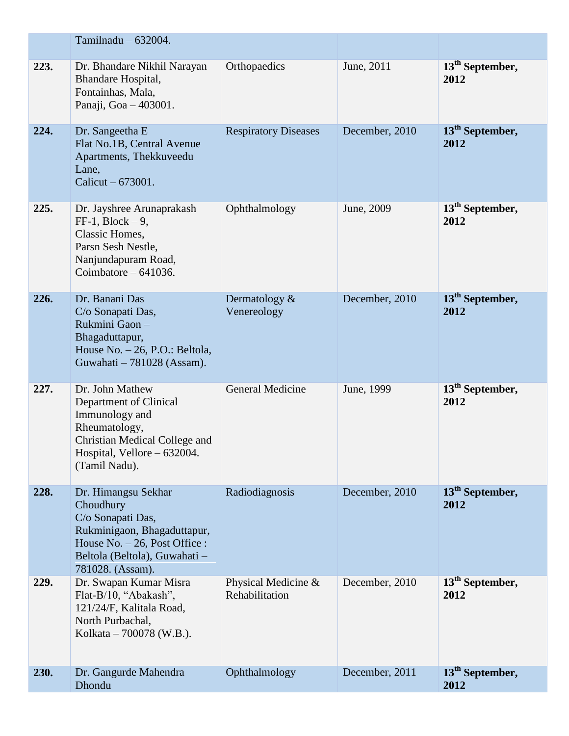|  |  |  |  |  |
|---|---|---|---|---|
|  | Tamilnadu – 632004. |  |  |  |
| **223.** | Dr. Bhandare Nikhil Narayan<br>Bhandare Hospital,<br>Fontainhas, Mala,<br>Panaji, Goa – 403001. | Orthopaedics | June, 2011 | **13th September, 2012** |
| **224.** | Dr. Sangeetha E<br>Flat No.1B, Central Avenue Apartments, Thekkuveedu Lane,<br>Calicut – 673001. | Respiratory Diseases | December, 2010 | **13th September, 2012** |
| **225.** | Dr. Jayshree Arunaprakash<br>FF-1, Block – 9,<br>Classic Homes,<br>Parsn Sesh Nestle,<br>Nanjundapuram Road,<br>Coimbatore – 641036. | Ophthalmology | June, 2009 | **13th September, 2012** |
| **226.** | Dr. Banani Das<br>C/o Sonapati Das,<br>Rukmini Gaon – Bhagaduttapur,<br>House No. – 26, P.O.: Beltola,<br>Guwahati – 781028 (Assam). | Dermatology & Venereology | December, 2010 | **13th September, 2012** |
| **227.** | Dr. John Mathew<br>Department of Clinical Immunology and Rheumatology,<br>Christian Medical College and Hospital, Vellore – 632004. (Tamil Nadu). | General Medicine | June, 1999 | **13th September, 2012** |
| **228.** | Dr. Himangsu Sekhar Choudhury<br>C/o Sonapati Das,<br>Rukminigaon, Bhagaduttapur,<br>House No. – 26, Post Office : Beltola (Beltola), Guwahati – 781028. (Assam). | Radiodiagnosis | December, 2010 | **13th September, 2012** |
| **229.** | Dr. Swapan Kumar Misra<br>Flat-B/10, "Abakash",<br>121/24/F, Kalitala Road,<br>North Purbachal,<br>Kolkata – 700078 (W.B.). | Physical Medicine & Rehabilitation | December, 2010 | **13th September, 2012** |
| **230.** | Dr. Gangurde Mahendra Dhondu | Ophthalmology | December, 2011 | **13th September, 2012** |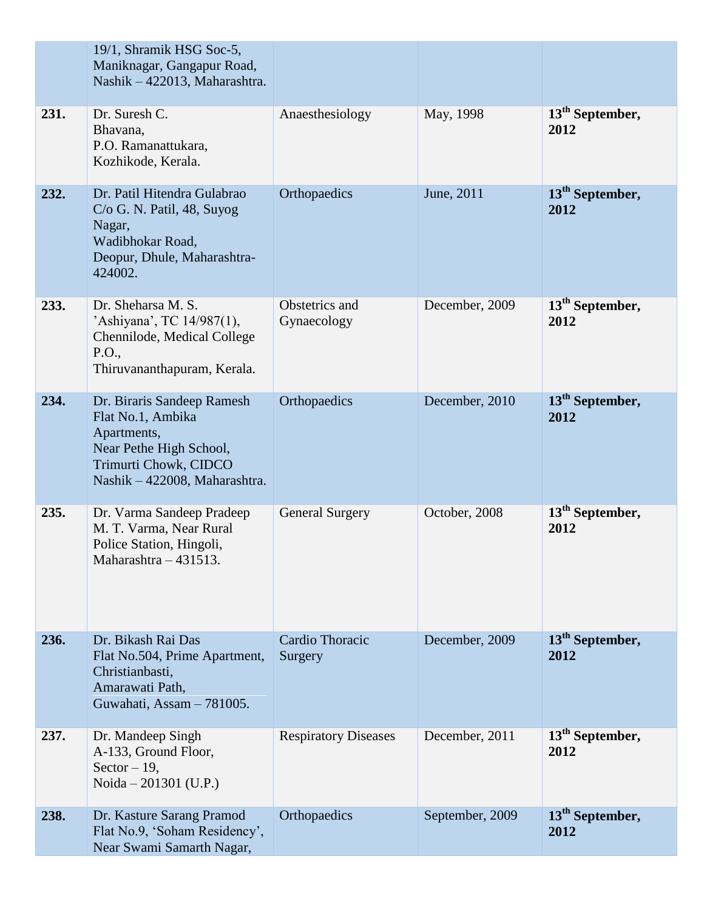| | | | | |
|---|---|---|---|---|
| | 19/1, Shramik HSG Soc-5, Maniknagar, Gangapur Road, Nashik – 422013, Maharashtra. | | | |
| **231.** | Dr. Suresh C. Bhavana, P.O. Ramanattukara, Kozhikode, Kerala. | Anaesthesiology | May, 1998 | **13th September, 2012** |
| **232.** | Dr. Patil Hitendra Gulabrao C/o G. N. Patil, 48, Suyog Nagar, Wadibhokar Road, Deopur, Dhule, Maharashtra-424002. | Orthopaedics | June, 2011 | **13th September, 2012** |
| **233.** | Dr. Sheharsa M. S. 'Ashiyana', TC 14/987(1), Chennilode, Medical College P.O., Thiruvananthapuram, Kerala. | Obstetrics and Gynaecology | December, 2009 | **13th September, 2012** |
| **234.** | Dr. Biraris Sandeep Ramesh Flat No.1, Ambika Apartments, Near Pethe High School, Trimurti Chowk, CIDCO Nashik – 422008, Maharashtra. | Orthopaedics | December, 2010 | **13th September, 2012** |
| **235.** | Dr. Varma Sandeep Pradeep M. T. Varma, Near Rural Police Station, Hingoli, Maharashtra – 431513. | General Surgery | October, 2008 | **13th September, 2012** |
| **236.** | Dr. Bikash Rai Das Flat No.504, Prime Apartment, Christianbasti, Amarawati Path, Guwahati, Assam – 781005. | Cardio Thoracic Surgery | December, 2009 | **13th September, 2012** |
| **237.** | Dr. Mandeep Singh A-133, Ground Floor, Sector – 19, Noida – 201301 (U.P.) | Respiratory Diseases | December, 2011 | **13th September, 2012** |
| **238.** | Dr. Kasture Sarang Pramod Flat No.9, 'Soham Residency', Near Swami Samarth Nagar, | Orthopaedics | September, 2009 | **13th September, 2012** |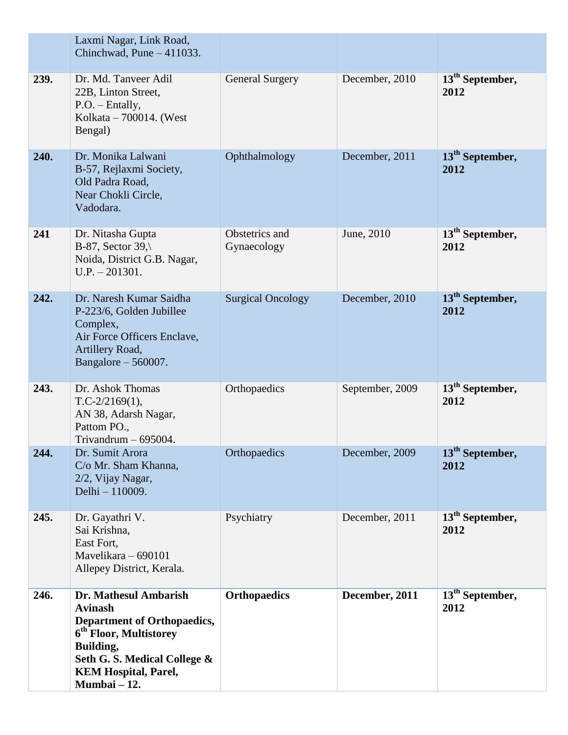| | | | | |
|---|---|---|---|---|
| | Laxmi Nagar, Link Road, Chinchwad, Pune – 411033. | | | |
| **239.** | Dr. Md. Tanveer Adil 22B, Linton Street, P.O. – Entally, Kolkata – 700014. (West Bengal) | General Surgery | December, 2010 | **13th September, 2012** |
| **240.** | Dr. Monika Lalwani B-57, Rejlaxmi Society, Old Padra Road, Near Chokli Circle, Vadodara. | Ophthalmology | December, 2011 | **13th September, 2012** |
| **241** | Dr. Nitasha Gupta B-87, Sector 39,\ Noida, District G.B. Nagar, U.P. – 201301. | Obstetrics and Gynaecology | June, 2010 | **13th September, 2012** |
| **242.** | Dr. Naresh Kumar Saidha P-223/6, Golden Jubillee Complex, Air Force Officers Enclave, Artillery Road, Bangalore – 560007. | Surgical Oncology | December, 2010 | **13th September, 2012** |
| **243.** | Dr. Ashok Thomas T.C-2/2169(1), AN 38, Adarsh Nagar, Pattom PO., Trivandrum – 695004. | Orthopaedics | September, 2009 | **13th September, 2012** |
| **244.** | Dr. Sumit Arora C/o Mr. Sham Khanna, 2/2, Vijay Nagar, Delhi – 110009. | Orthopaedics | December, 2009 | **13th September, 2012** |
| **245.** | Dr. Gayathri V. Sai Krishna, East Fort, Mavelikara – 690101 Allepey District, Kerala. | Psychiatry | December, 2011 | **13th September, 2012** |
| **246.** | **Dr. Mathesul Ambarish Avinash Department of Orthopaedics, 6th Floor, Multistorey Building, Seth G. S. Medical College & KEM Hospital, Parel, Mumbai – 12.** | **Orthopaedics** | **December, 2011** | **13th September, 2012** |